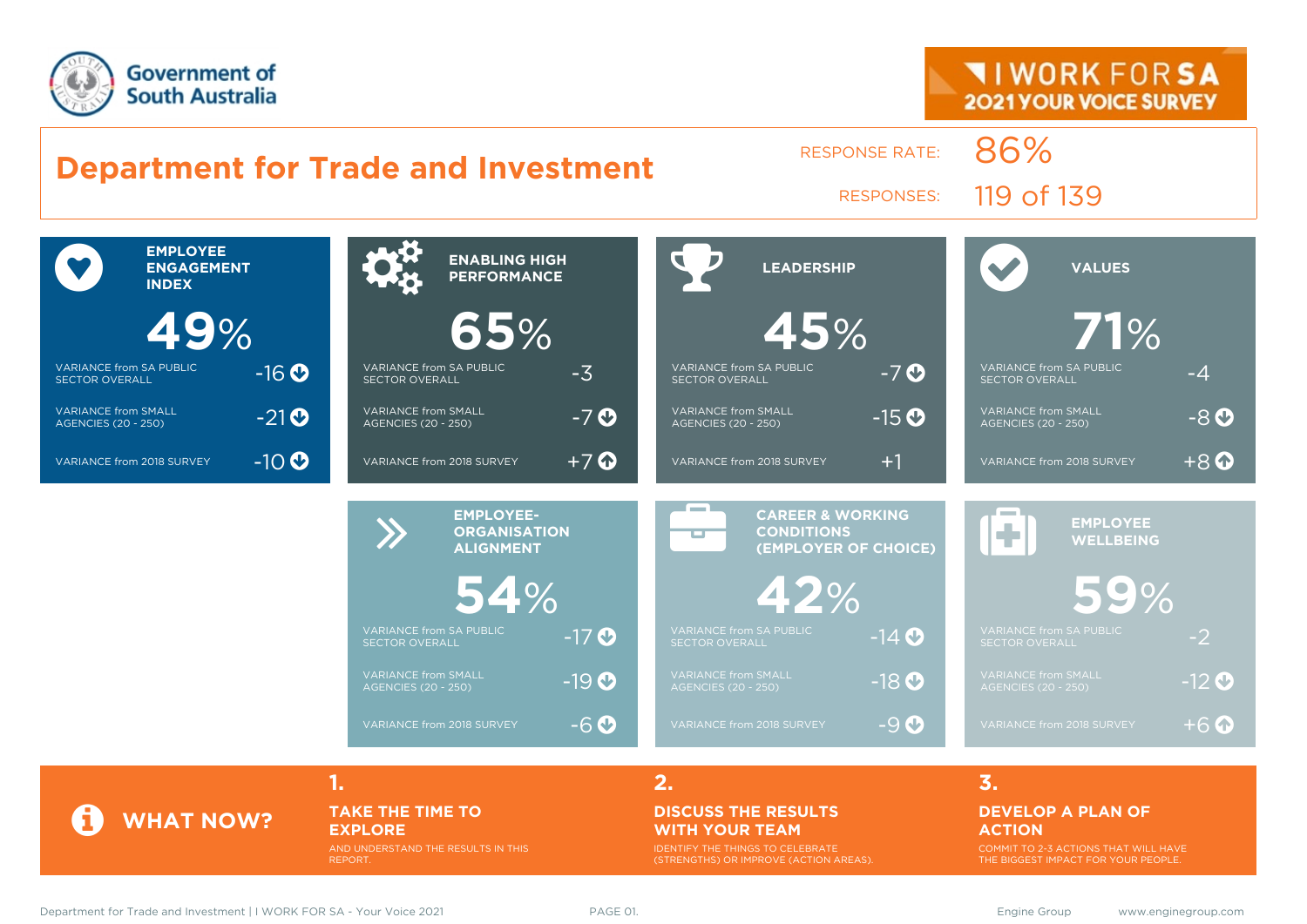Government of South Australia

I WORK FOR SA
2021 YOUR VOICE SURVEY

# Department for Trade and Investment

RESPONSE RATE: 86%

RESPONSES: 119 of 139

| Measure | Score | Variance from SA Public Sector Overall | Variance from Small Agencies (20 - 250) | Variance from 2018 Survey |
|---|---|---|---|---|
| EMPLOYEE ENGAGEMENT INDEX | 49% | -16 | -21 | -10 |
| ENABLING HIGH PERFORMANCE | 65% | -3 | -7 | +7 |
| LEADERSHIP | 45% | -7 | -15 | +1 |
| VALUES | 71% | -4 | -8 | +8 |
| EMPLOYEE-ORGANISATION ALIGNMENT | 54% | -17 | -19 | -6 |
| CAREER & WORKING CONDITIONS (EMPLOYER OF CHOICE) | 42% | -14 | -18 | -9 |
| EMPLOYEE WELLBEING | 59% | -2 | -12 | +6 |

## WHAT NOW?

1. **TAKE THE TIME TO EXPLORE**
   AND UNDERSTAND THE RESULTS IN THIS REPORT.

2. **DISCUSS THE RESULTS WITH YOUR TEAM**
   IDENTIFY THE THINGS TO CELEBRATE (STRENGTHS) OR IMPROVE (ACTION AREAS).

3. **DEVELOP A PLAN OF ACTION**
   COMMIT TO 2-3 ACTIONS THAT WILL HAVE THE BIGGEST IMPACT FOR YOUR PEOPLE.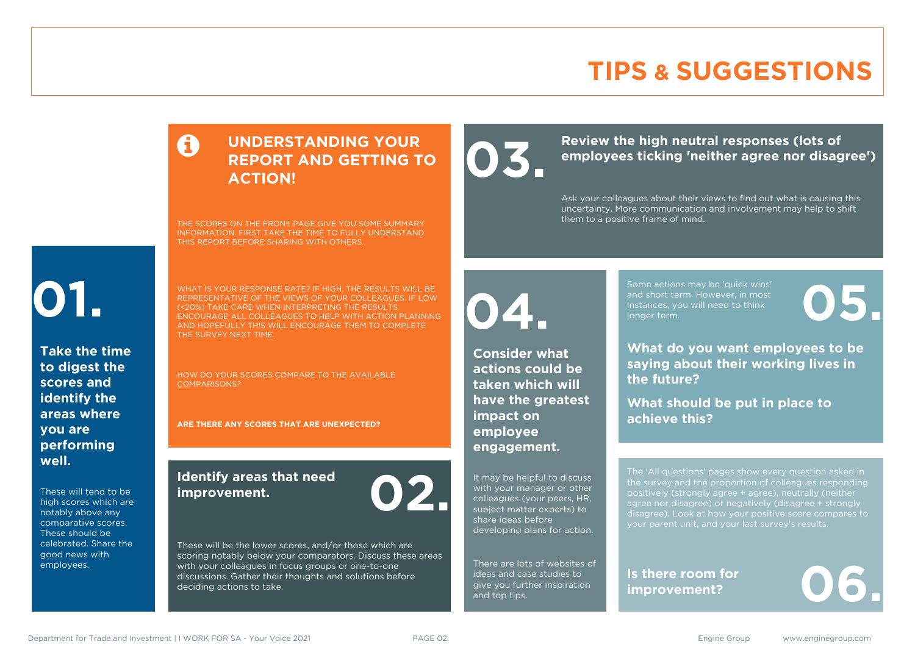# TIPS & SUGGESTIONS

## UNDERSTANDING YOUR REPORT AND GETTING TO ACTION!

THE SCORES ON THE FRONT PAGE GIVE YOU SOME SUMMARY INFORMATION. FIRST TAKE THE TIME TO FULLY UNDERSTAND THIS REPORT BEFORE SHARING WITH OTHERS.

WHAT IS YOUR RESPONSE RATE? IF HIGH, THE RESULTS WILL BE REPRESENTATIVE OF THE VIEWS OF YOUR COLLEAGUES. IF LOW (<20%) TAKE CARE WHEN INTERPRETING THE RESULTS. ENCOURAGE ALL COLLEAGUES TO HELP WITH ACTION PLANNING AND HOPEFULLY THIS WILL ENCOURAGE THEM TO COMPLETE THE SURVEY NEXT TIME.

HOW DO YOUR SCORES COMPARE TO THE AVAILABLE COMPARISONS?

**ARE THERE ANY SCORES THAT ARE UNEXPECTED?**

## 01.

**Take the time to digest the scores and identify the areas where you are performing well.**

These will tend to be high scores which are notably above any comparative scores. These should be celebrated. Share the good news with employees.

## 02.

**Identify areas that need improvement.**

These will be the lower scores, and/or those which are scoring notably below your comparators. Discuss these areas with your colleagues in focus groups or one-to-one discussions. Gather their thoughts and solutions before deciding actions to take.

## 03.

**Review the high neutral responses (lots of employees ticking 'neither agree nor disagree')**

Ask your colleagues about their views to find out what is causing this uncertainty. More communication and involvement may help to shift them to a positive frame of mind.

## 04.

**Consider what actions could be taken which will have the greatest impact on employee engagement.**

It may be helpful to discuss with your manager or other colleagues (your peers, HR, subject matter experts) to share ideas before developing plans for action.

There are lots of websites of ideas and case studies to give you further inspiration and top tips.

## 05.

Some actions may be 'quick wins' and short term. However, in most instances, you will need to think longer term.

**What do you want employees to be saying about their working lives in the future?**

**What should be put in place to achieve this?**

## 06.

The 'All questions' pages show every question asked in the survey and the proportion of colleagues responding positively (strongly agree + agree), neutrally (neither agree nor disagree) or negatively (disagree + strongly disagree). Look at how your positive score compares to your parent unit, and your last survey's results.

**Is there room for improvement?**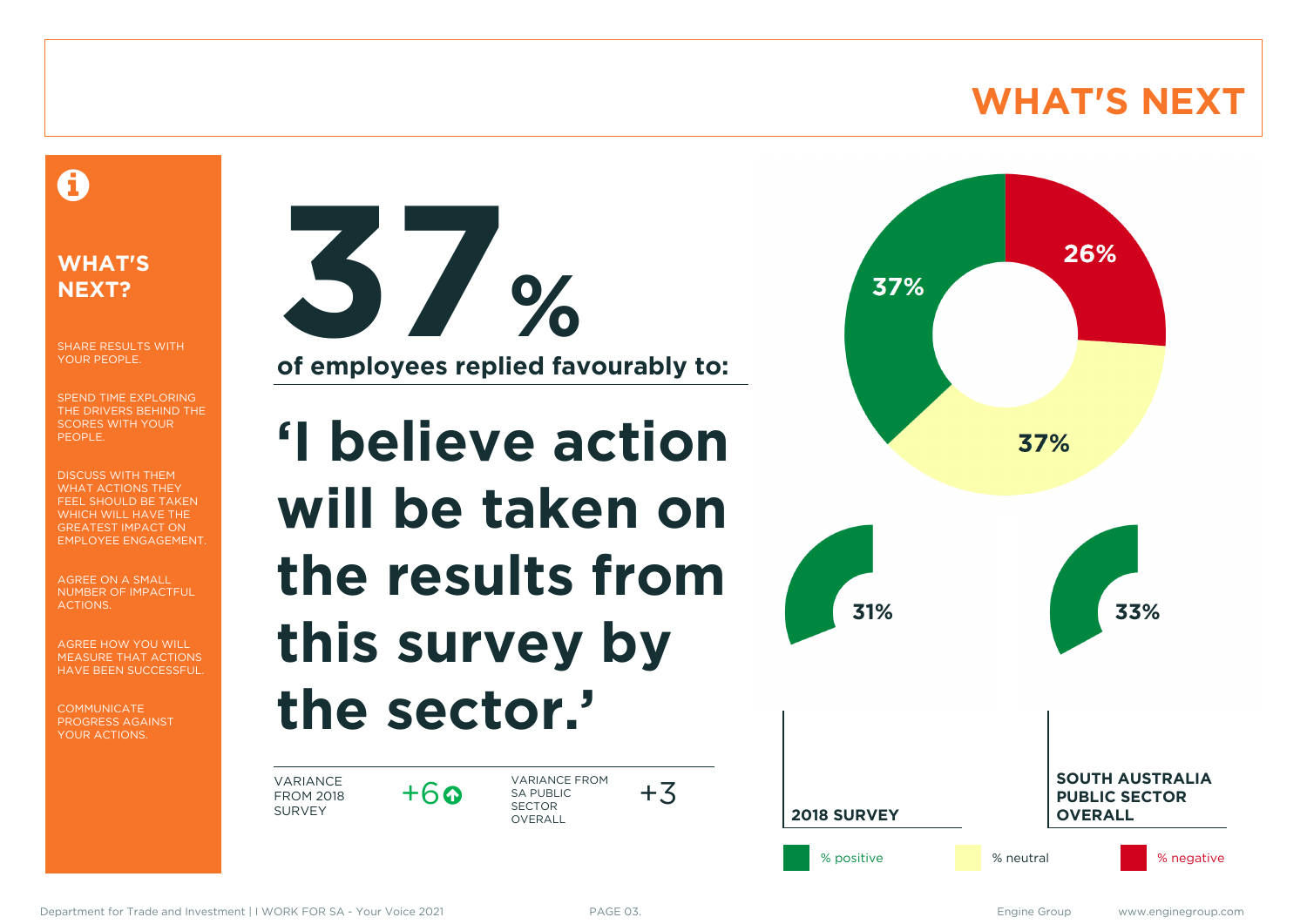# WHAT'S NEXT

## WHAT'S NEXT?

SHARE RESULTS WITH YOUR PEOPLE.

SPEND TIME EXPLORING THE DRIVERS BEHIND THE SCORES WITH YOUR PEOPLE.

DISCUSS WITH THEM WHAT ACTIONS THEY FEEL SHOULD BE TAKEN WHICH WILL HAVE THE GREATEST IMPACT ON EMPLOYEE ENGAGEMENT.

AGREE ON A SMALL NUMBER OF IMPACTFUL ACTIONS.

AGREE HOW YOU WILL MEASURE THAT ACTIONS HAVE BEEN SUCCESSFUL.

COMMUNICATE PROGRESS AGAINST YOUR ACTIONS.

**37%**

**of employees replied favourably to:**

**'I believe action will be taken on the results from this survey by the sector.'**

| VARIANCE FROM 2018 SURVEY | +6 ↑ | VARIANCE FROM SA PUBLIC SECTOR OVERALL | +3 |
|---|---|---|---|

37% positive, 37% neutral, 26% negative

31% — **2018 SURVEY**

33% — **SOUTH AUSTRALIA PUBLIC SECTOR OVERALL**

% positive · % neutral · % negative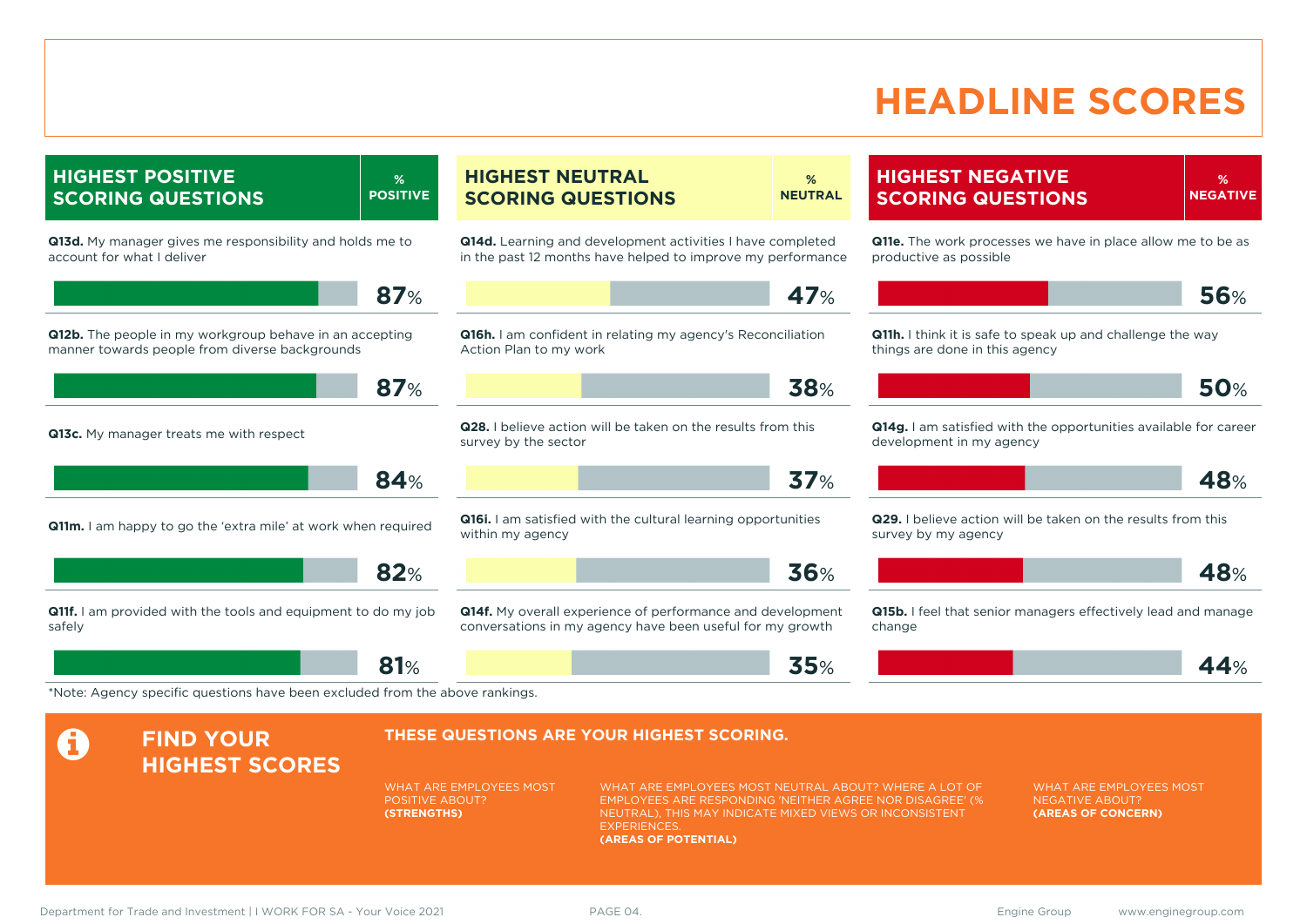# HEADLINE SCORES

## HIGHEST POSITIVE SCORING QUESTIONS

| Question | % POSITIVE |
| --- | --- |
| **Q13d.** My manager gives me responsibility and holds me to account for what I deliver | 87% |
| **Q12b.** The people in my workgroup behave in an accepting manner towards people from diverse backgrounds | 87% |
| **Q13c.** My manager treats me with respect | 84% |
| **Q11m.** I am happy to go the 'extra mile' at work when required | 82% |
| **Q11f.** I am provided with the tools and equipment to do my job safely | 81% |

## HIGHEST NEUTRAL SCORING QUESTIONS

| Question | % NEUTRAL |
| --- | --- |
| **Q14d.** Learning and development activities I have completed in the past 12 months have helped to improve my performance | 47% |
| **Q16h.** I am confident in relating my agency's Reconciliation Action Plan to my work | 38% |
| **Q28.** I believe action will be taken on the results from this survey by the sector | 37% |
| **Q16i.** I am satisfied with the cultural learning opportunities within my agency | 36% |
| **Q14f.** My overall experience of performance and development conversations in my agency have been useful for my growth | 35% |

## HIGHEST NEGATIVE SCORING QUESTIONS

| Question | % NEGATIVE |
| --- | --- |
| **Q11e.** The work processes we have in place allow me to be as productive as possible | 56% |
| **Q11h.** I think it is safe to speak up and challenge the way things are done in this agency | 50% |
| **Q14g.** I am satisfied with the opportunities available for career development in my agency | 48% |
| **Q29.** I believe action will be taken on the results from this survey by my agency | 48% |
| **Q15b.** I feel that senior managers effectively lead and manage change | 44% |

*Note: Agency specific questions have been excluded from the above rankings.

## FIND YOUR HIGHEST SCORES

**THESE QUESTIONS ARE YOUR HIGHEST SCORING.**

WHAT ARE EMPLOYEES MOST POSITIVE ABOUT? **(STRENGTHS)**

WHAT ARE EMPLOYEES MOST NEUTRAL ABOUT? WHERE A LOT OF EMPLOYEES ARE RESPONDING 'NEITHER AGREE NOR DISAGREE' (% NEUTRAL), THIS MAY INDICATE MIXED VIEWS OR INCONSISTENT EXPERIENCES. **(AREAS OF POTENTIAL)**

WHAT ARE EMPLOYEES MOST NEGATIVE ABOUT? **(AREAS OF CONCERN)**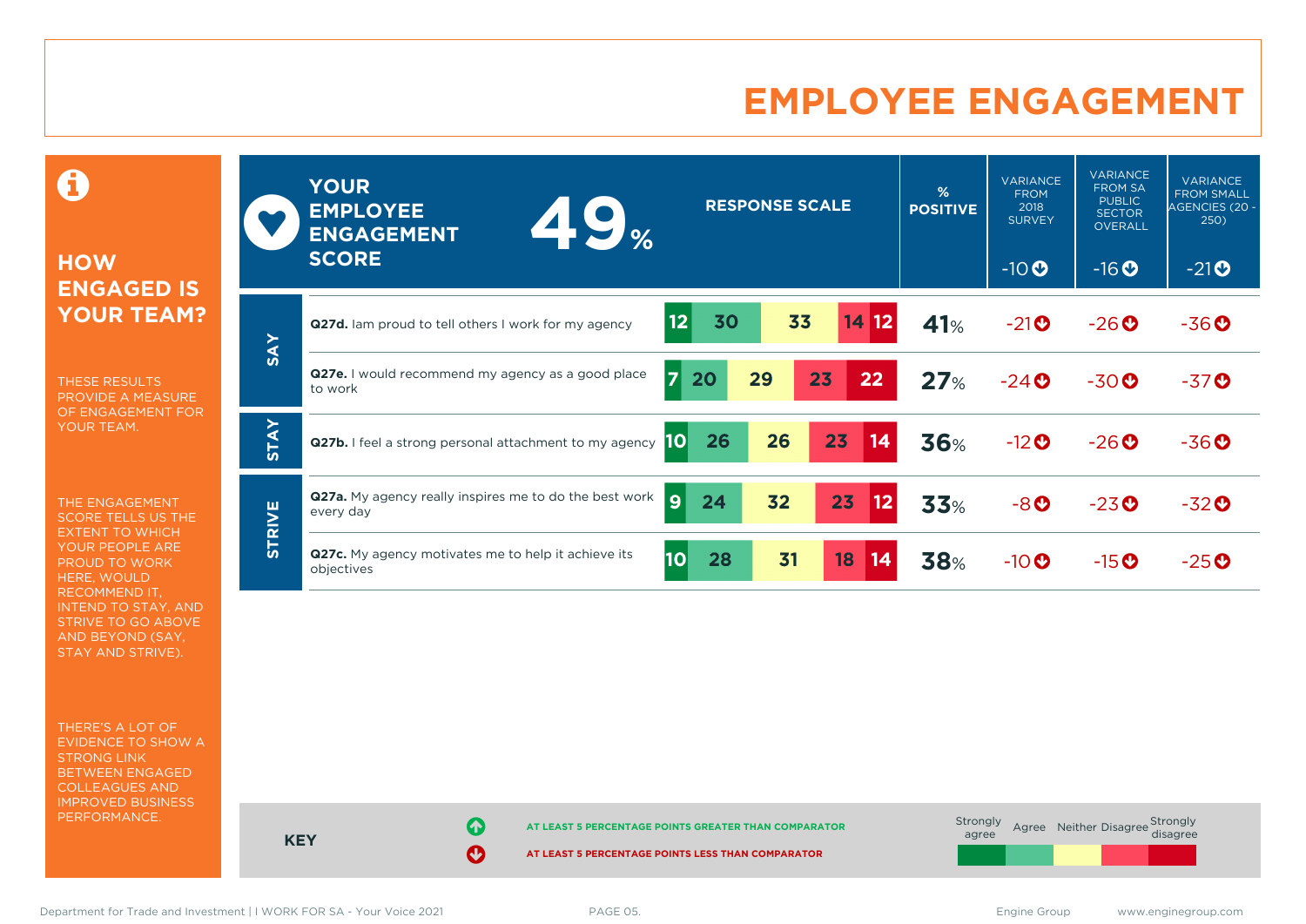# EMPLOYEE ENGAGEMENT

## HOW ENGAGED IS YOUR TEAM?

THESE RESULTS PROVIDE A MEASURE OF ENGAGEMENT FOR YOUR TEAM.

THE ENGAGEMENT SCORE TELLS US THE EXTENT TO WHICH YOUR PEOPLE ARE PROUD TO WORK HERE, WOULD RECOMMEND IT, INTEND TO STAY, AND STRIVE TO GO ABOVE AND BEYOND (SAY, STAY AND STRIVE).

THERE'S A LOT OF EVIDENCE TO SHOW A STRONG LINK BETWEEN ENGAGED COLLEAGUES AND IMPROVED BUSINESS PERFORMANCE.

**YOUR EMPLOYEE ENGAGEMENT SCORE: 49%**

| | | Strongly agree | Agree | Neither | Disagree | Strongly disagree | % POSITIVE | VARIANCE FROM 2018 SURVEY | VARIANCE FROM SA PUBLIC SECTOR OVERALL | VARIANCE FROM SMALL AGENCIES (20 - 250) |
|---|---|---|---|---|---|---|---|---|---|---|
| | **Engagement score** | | | | | | 49% | -10 ↓ | -16 ↓ | -21 ↓ |
| SAY | **Q27d.** Iam proud to tell others I work for my agency | 12 | 30 | 33 | 14 | 12 | 41% | -21 ↓ | -26 ↓ | -36 ↓ |
| SAY | **Q27e.** I would recommend my agency as a good place to work | 7 | 20 | 29 | 23 | 22 | 27% | -24 ↓ | -30 ↓ | -37 ↓ |
| STAY | **Q27b.** I feel a strong personal attachment to my agency | 10 | 26 | 26 | 23 | 14 | 36% | -12 ↓ | -26 ↓ | -36 ↓ |
| STRIVE | **Q27a.** My agency really inspires me to do the best work every day | 9 | 24 | 32 | 23 | 12 | 33% | -8 ↓ | -23 ↓ | -32 ↓ |
| STRIVE | **Q27c.** My agency motivates me to help it achieve its objectives | 10 | 28 | 31 | 18 | 14 | 38% | -10 ↓ | -15 ↓ | -25 ↓ |

**KEY**

↑ AT LEAST 5 PERCENTAGE POINTS GREATER THAN COMPARATOR

↓ AT LEAST 5 PERCENTAGE POINTS LESS THAN COMPARATOR

Strongly agree | Agree | Neither | Disagree | Strongly disagree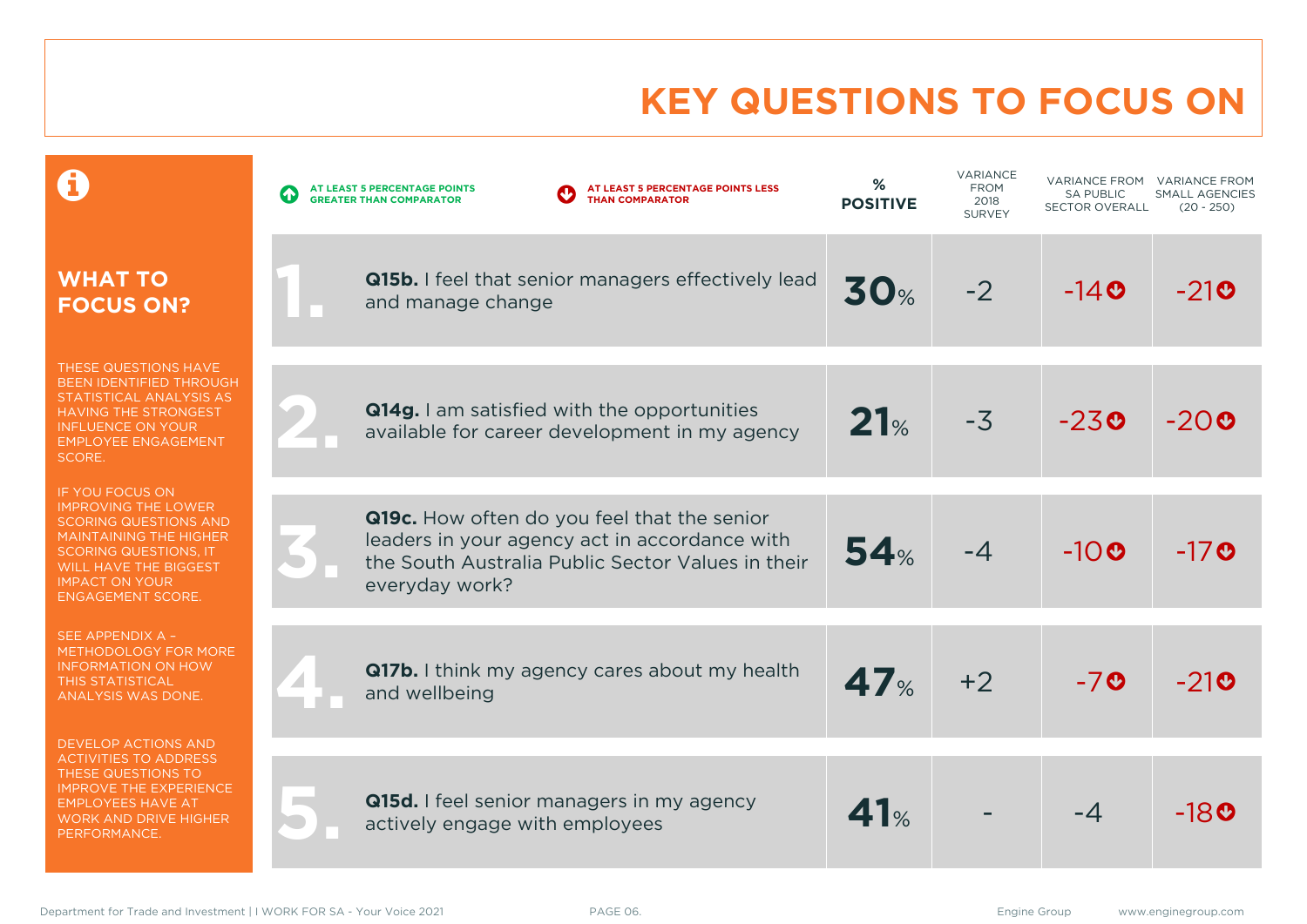# KEY QUESTIONS TO FOCUS ON

## WHAT TO FOCUS ON?

THESE QUESTIONS HAVE BEEN IDENTIFIED THROUGH STATISTICAL ANALYSIS AS HAVING THE STRONGEST INFLUENCE ON YOUR EMPLOYEE ENGAGEMENT SCORE.

IF YOU FOCUS ON IMPROVING THE LOWER SCORING QUESTIONS AND MAINTAINING THE HIGHER SCORING QUESTIONS, IT WILL HAVE THE BIGGEST IMPACT ON YOUR ENGAGEMENT SCORE.

SEE APPENDIX A – METHODOLOGY FOR MORE INFORMATION ON HOW THIS STATISTICAL ANALYSIS WAS DONE.

DEVELOP ACTIONS AND ACTIVITIES TO ADDRESS THESE QUESTIONS TO IMPROVE THE EXPERIENCE EMPLOYEES HAVE AT WORK AND DRIVE HIGHER PERFORMANCE.

↑ AT LEAST 5 PERCENTAGE POINTS GREATER THAN COMPARATOR

↓ AT LEAST 5 PERCENTAGE POINTS LESS THAN COMPARATOR

| | Question | % POSITIVE | VARIANCE FROM 2018 SURVEY | VARIANCE FROM SA PUBLIC SECTOR OVERALL | VARIANCE FROM SMALL AGENCIES (20 - 250) |
|---|---|---|---|---|---|
| 1. | **Q15b.** I feel that senior managers effectively lead and manage change | **30%** | -2 | -14 ↓ | -21 ↓ |
| 2. | **Q14g.** I am satisfied with the opportunities available for career development in my agency | **21%** | -3 | -23 ↓ | -20 ↓ |
| 3. | **Q19c.** How often do you feel that the senior leaders in your agency act in accordance with the South Australia Public Sector Values in their everyday work? | **54%** | -4 | -10 ↓ | -17 ↓ |
| 4. | **Q17b.** I think my agency cares about my health and wellbeing | **47%** | +2 | -7 ↓ | -21 ↓ |
| 5. | **Q15d.** I feel senior managers in my agency actively engage with employees | **41%** | - | -4 | -18 ↓ |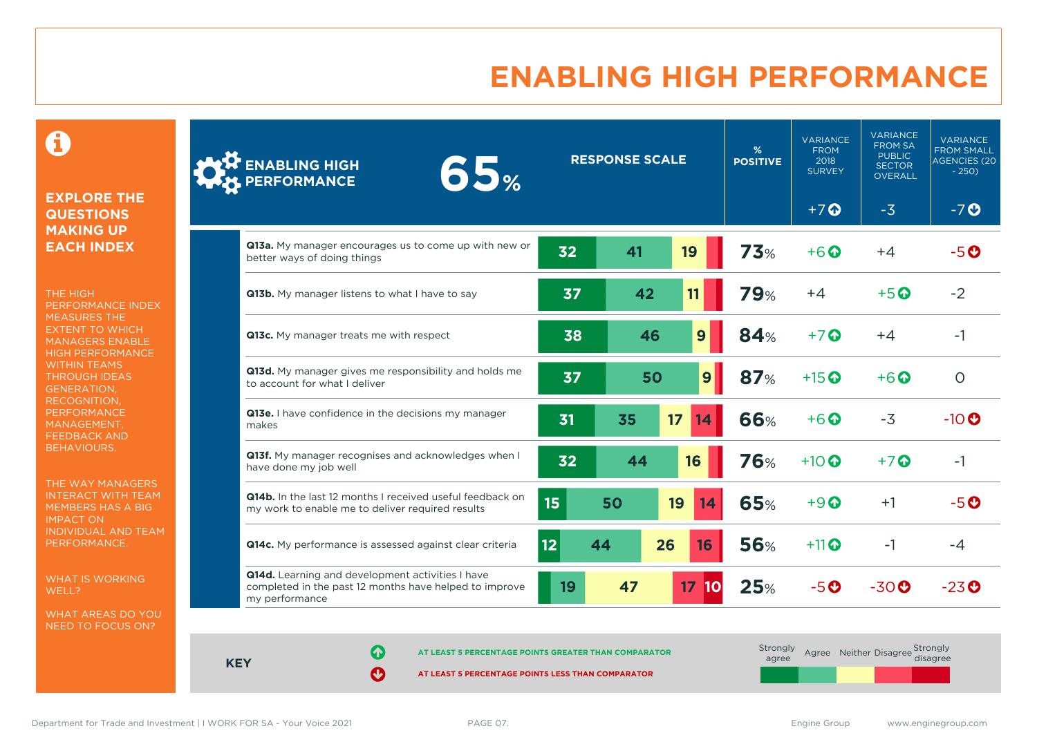# ENABLING HIGH PERFORMANCE

**EXPLORE THE QUESTIONS MAKING UP EACH INDEX**

THE HIGH PERFORMANCE INDEX MEASURES THE EXTENT TO WHICH MANAGERS ENABLE HIGH PERFORMANCE WITHIN TEAMS THROUGH IDEAS GENERATION, RECOGNITION, PERFORMANCE MANAGEMENT, FEEDBACK AND BEHAVIOURS.

THE WAY MANAGERS INTERACT WITH TEAM MEMBERS HAS A BIG IMPACT ON INDIVIDUAL AND TEAM PERFORMANCE.

WHAT IS WORKING WELL?

WHAT AREAS DO YOU NEED TO FOCUS ON?

| ENABLING HIGH PERFORMANCE 65% | RESPONSE SCALE (Strongly agree / Agree / Neither / Disagree / Strongly disagree) | % POSITIVE | VARIANCE FROM 2018 SURVEY | VARIANCE FROM SA PUBLIC SECTOR OVERALL | VARIANCE FROM SMALL AGENCIES (20 - 250) |
|---|---|---|---|---|---|
| | | | +7 ↑ | -3 | -7 ↓ |
| **Q13a.** My manager encourages us to come up with new or better ways of doing things | 32 / 41 / 19 / – / – | 73% | +6 ↑ | +4 | -5 ↓ |
| **Q13b.** My manager listens to what I have to say | 37 / 42 / 11 / – / – | 79% | +4 | +5 ↑ | -2 |
| **Q13c.** My manager treats me with respect | 38 / 46 / 9 / – / – | 84% | +7 ↑ | +4 | -1 |
| **Q13d.** My manager gives me responsibility and holds me to account for what I deliver | 37 / 50 / 9 / – / – | 87% | +15 ↑ | +6 ↑ | 0 |
| **Q13e.** I have confidence in the decisions my manager makes | 31 / 35 / 17 / 14 / – | 66% | +6 ↑ | -3 | -10 ↓ |
| **Q13f.** My manager recognises and acknowledges when I have done my job well | 32 / 44 / 16 / – / – | 76% | +10 ↑ | +7 ↑ | -1 |
| **Q14b.** In the last 12 months I received useful feedback on my work to enable me to deliver required results | 15 / 50 / 19 / 14 / – | 65% | +9 ↑ | +1 | -5 ↓ |
| **Q14c.** My performance is assessed against clear criteria | 12 / 44 / 26 / 16 / – | 56% | +11 ↑ | -1 | -4 |
| **Q14d.** Learning and development activities I have completed in the past 12 months have helped to improve my performance | – / 19 / 47 / 17 / 10 | 25% | -5 ↓ | -30 ↓ | -23 ↓ |

**KEY**

↑ AT LEAST 5 PERCENTAGE POINTS GREATER THAN COMPARATOR

↓ AT LEAST 5 PERCENTAGE POINTS LESS THAN COMPARATOR

Strongly agree | Agree | Neither | Disagree | Strongly disagree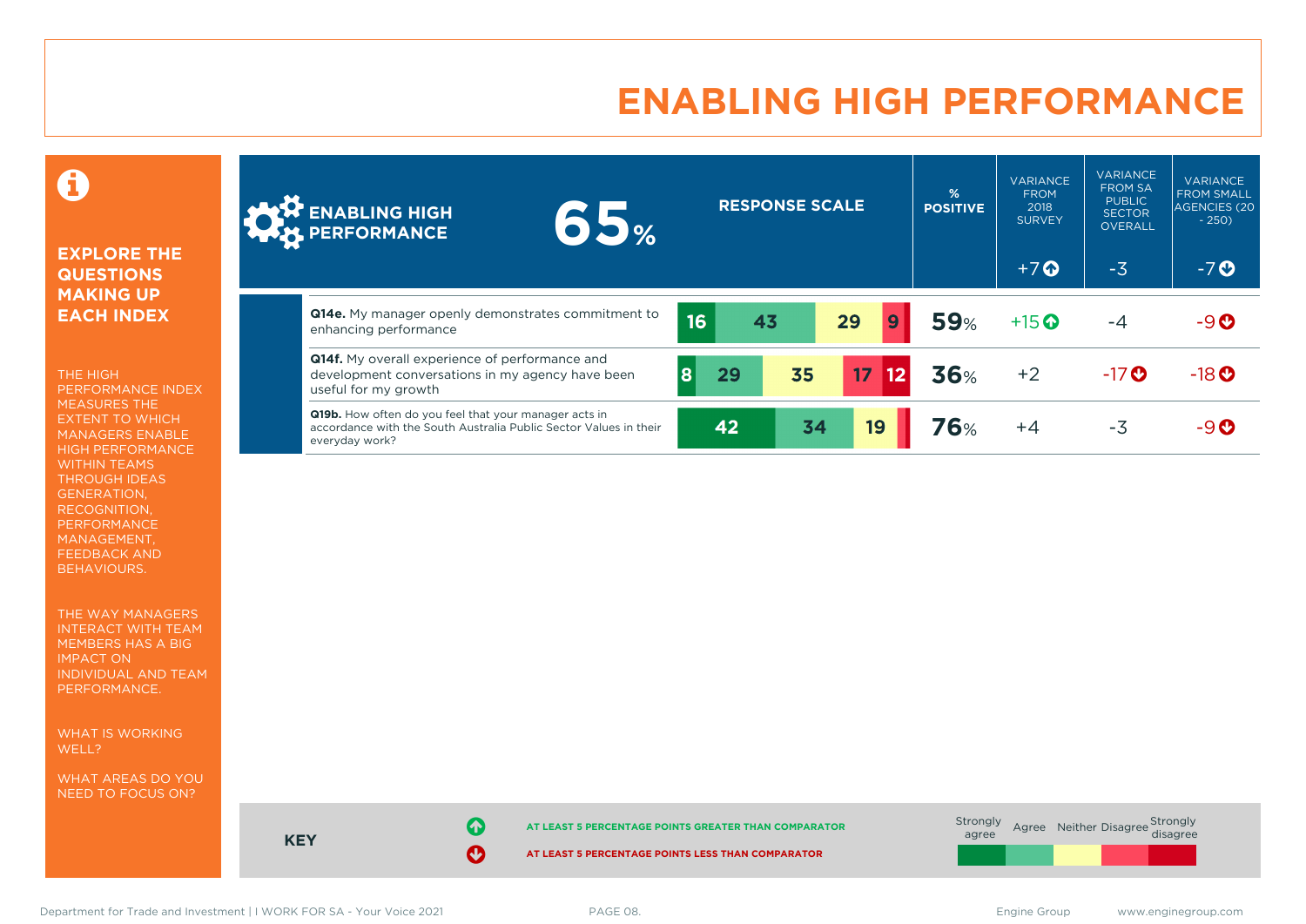# ENABLING HIGH PERFORMANCE

## EXPLORE THE QUESTIONS MAKING UP EACH INDEX

THE HIGH PERFORMANCE INDEX MEASURES THE EXTENT TO WHICH MANAGERS ENABLE HIGH PERFORMANCE WITHIN TEAMS THROUGH IDEAS GENERATION, RECOGNITION, PERFORMANCE MANAGEMENT, FEEDBACK AND BEHAVIOURS.

THE WAY MANAGERS INTERACT WITH TEAM MEMBERS HAS A BIG IMPACT ON INDIVIDUAL AND TEAM PERFORMANCE.

WHAT IS WORKING WELL?

WHAT AREAS DO YOU NEED TO FOCUS ON?

| ENABLING HIGH PERFORMANCE 65% | RESPONSE SCALE (Strongly agree / Agree / Neither / Disagree / Strongly disagree) | % POSITIVE | VARIANCE FROM 2018 SURVEY | VARIANCE FROM SA PUBLIC SECTOR OVERALL | VARIANCE FROM SMALL AGENCIES (20 - 250) |
|---|---|---|---|---|---|
| | | | +7 ↑ | -3 | -7 ↓ |
| **Q14e.** My manager openly demonstrates commitment to enhancing performance | 16 / 43 / 29 / 9 / – | 59% | +15 ↑ | -4 | -9 ↓ |
| **Q14f.** My overall experience of performance and development conversations in my agency have been useful for my growth | 8 / 29 / 35 / 17 / 12 | 36% | +2 | -17 ↓ | -18 ↓ |
| **Q19b.** How often do you feel that your manager acts in accordance with the South Australia Public Sector Values in their everyday work? | 42 / 34 / 19 / – / – | 76% | +4 | -3 | -9 ↓ |

**KEY**

↑ AT LEAST 5 PERCENTAGE POINTS GREATER THAN COMPARATOR

↓ AT LEAST 5 PERCENTAGE POINTS LESS THAN COMPARATOR

Strongly agree | Agree | Neither | Disagree | Strongly disagree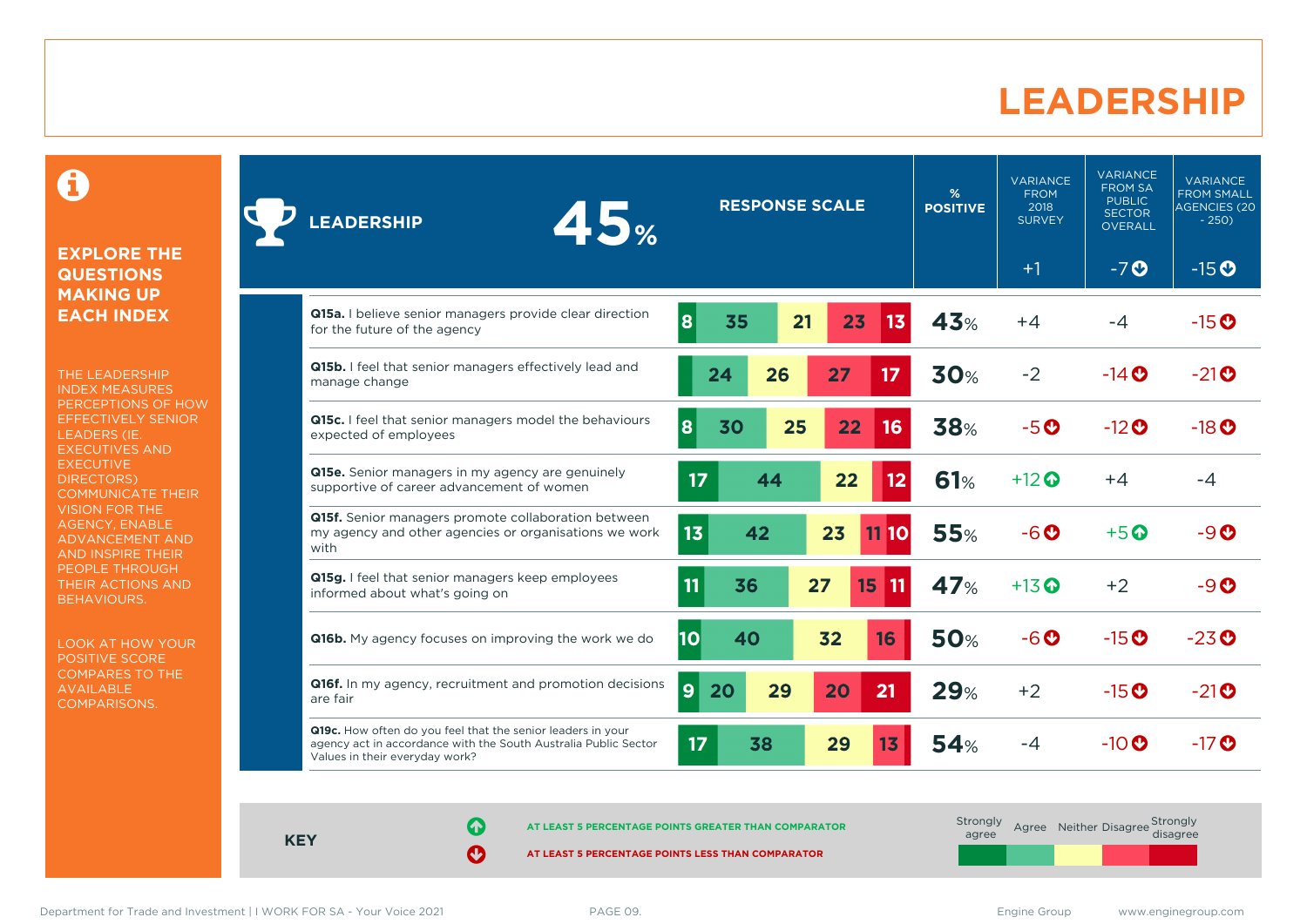# LEADERSHIP

## EXPLORE THE QUESTIONS MAKING UP EACH INDEX

THE LEADERSHIP INDEX MEASURES PERCEPTIONS OF HOW EFFECTIVELY SENIOR LEADERS (IE. EXECUTIVES AND EXECUTIVE DIRECTORS) COMMUNICATE THEIR VISION FOR THE AGENCY, ENABLE ADVANCEMENT AND AND INSPIRE THEIR PEOPLE THROUGH THEIR ACTIONS AND BEHAVIOURS.

LOOK AT HOW YOUR POSITIVE SCORE COMPARES TO THE AVAILABLE COMPARISONS.

| LEADERSHIP 45% | Strongly agree | Agree | Neither | Disagree | Strongly disagree | % POSITIVE | VARIANCE FROM 2018 SURVEY (+1) | VARIANCE FROM SA PUBLIC SECTOR OVERALL (-7 ↓) | VARIANCE FROM SMALL AGENCIES (20 - 250) (-15 ↓) |
|---|---|---|---|---|---|---|---|---|---|
| **Q15a.** I believe senior managers provide clear direction for the future of the agency | 8 | 35 | 21 | 23 | 13 | 43% | +4 | -4 | -15 ↓ |
| **Q15b.** I feel that senior managers effectively lead and manage change | | 24 | 26 | 27 | 17 | 30% | -2 | -14 ↓ | -21 ↓ |
| **Q15c.** I feel that senior managers model the behaviours expected of employees | 8 | 30 | 25 | 22 | 16 | 38% | -5 ↓ | -12 ↓ | -18 ↓ |
| **Q15e.** Senior managers in my agency are genuinely supportive of career advancement of women | 17 | 44 | 22 | | 12 | 61% | +12 ↑ | +4 | -4 |
| **Q15f.** Senior managers promote collaboration between my agency and other agencies or organisations we work with | 13 | 42 | 23 | 11 | 10 | 55% | -6 ↓ | +5 ↑ | -9 ↓ |
| **Q15g.** I feel that senior managers keep employees informed about what's going on | 11 | 36 | 27 | 15 | 11 | 47% | +13 ↑ | +2 | -9 ↓ |
| **Q16b.** My agency focuses on improving the work we do | 10 | 40 | 32 | 16 | | 50% | -6 ↓ | -15 ↓ | -23 ↓ |
| **Q16f.** In my agency, recruitment and promotion decisions are fair | 9 | 20 | 29 | 20 | 21 | 29% | +2 | -15 ↓ | -21 ↓ |
| **Q19c.** How often do you feel that the senior leaders in your agency act in accordance with the South Australia Public Sector Values in their everyday work? | 17 | 38 | 29 | 13 | | 54% | -4 | -10 ↓ | -17 ↓ |

**KEY**

↑ AT LEAST 5 PERCENTAGE POINTS GREATER THAN COMPARATOR

↓ AT LEAST 5 PERCENTAGE POINTS LESS THAN COMPARATOR

Strongly agree | Agree | Neither | Disagree | Strongly disagree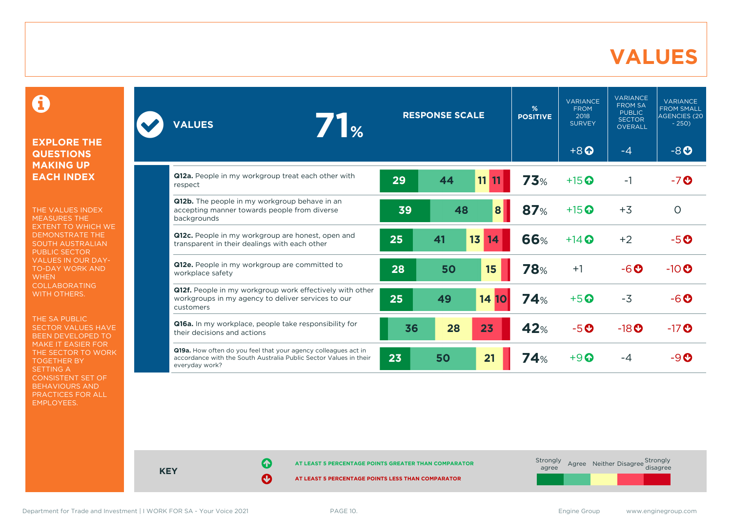# VALUES

**EXPLORE THE QUESTIONS MAKING UP EACH INDEX**

THE VALUES INDEX MEASURES THE EXTENT TO WHICH WE DEMONSTRATE THE SOUTH AUSTRALIAN PUBLIC SECTOR VALUES IN OUR DAY-TO-DAY WORK AND WHEN COLLABORATING WITH OTHERS.

THE SA PUBLIC SECTOR VALUES HAVE BEEN DEVELOPED TO MAKE IT EASIER FOR THE SECTOR TO WORK TOGETHER BY SETTING A CONSISTENT SET OF BEHAVIOURS AND PRACTICES FOR ALL EMPLOYEES.

| VALUES 71% | Strongly agree | Agree | Neither | Disagree | Strongly disagree | % POSITIVE | VARIANCE FROM 2018 SURVEY (+8 ↑) | VARIANCE FROM SA PUBLIC SECTOR OVERALL (-4) | VARIANCE FROM SMALL AGENCIES (20 - 250) (-8 ↓) |
|---|---|---|---|---|---|---|---|---|---|
| **Q12a.** People in my workgroup treat each other with respect | 29 | 44 | 11 | 11 | | 73% | +15 ↑ | -1 | -7 ↓ |
| **Q12b.** The people in my workgroup behave in an accepting manner towards people from diverse backgrounds | 39 | 48 | 8 | | | 87% | +15 ↑ | +3 | 0 |
| **Q12c.** People in my workgroup are honest, open and transparent in their dealings with each other | 25 | 41 | 13 | 14 | | 66% | +14 ↑ | +2 | -5 ↓ |
| **Q12e.** People in my workgroup are committed to workplace safety | 28 | 50 | 15 | | | 78% | +1 | -6 ↓ | -10 ↓ |
| **Q12f.** People in my workgroup work effectively with other workgroups in my agency to deliver services to our customers | 25 | 49 | 14 | 10 | | 74% | +5 ↑ | -3 | -6 ↓ |
| **Q16a.** In my workplace, people take responsibility for their decisions and actions | | 36 | 28 | 23 | | 42% | -5 ↓ | -18 ↓ | -17 ↓ |
| **Q19a.** How often do you feel that your agency colleagues act in accordance with the South Australia Public Sector Values in their everyday work? | 23 | 50 | 21 | | | 74% | +9 ↑ | -4 | -9 ↓ |

**KEY**

↑ AT LEAST 5 PERCENTAGE POINTS GREATER THAN COMPARATOR

↓ AT LEAST 5 PERCENTAGE POINTS LESS THAN COMPARATOR

Strongly agree | Agree | Neither | Disagree | Strongly disagree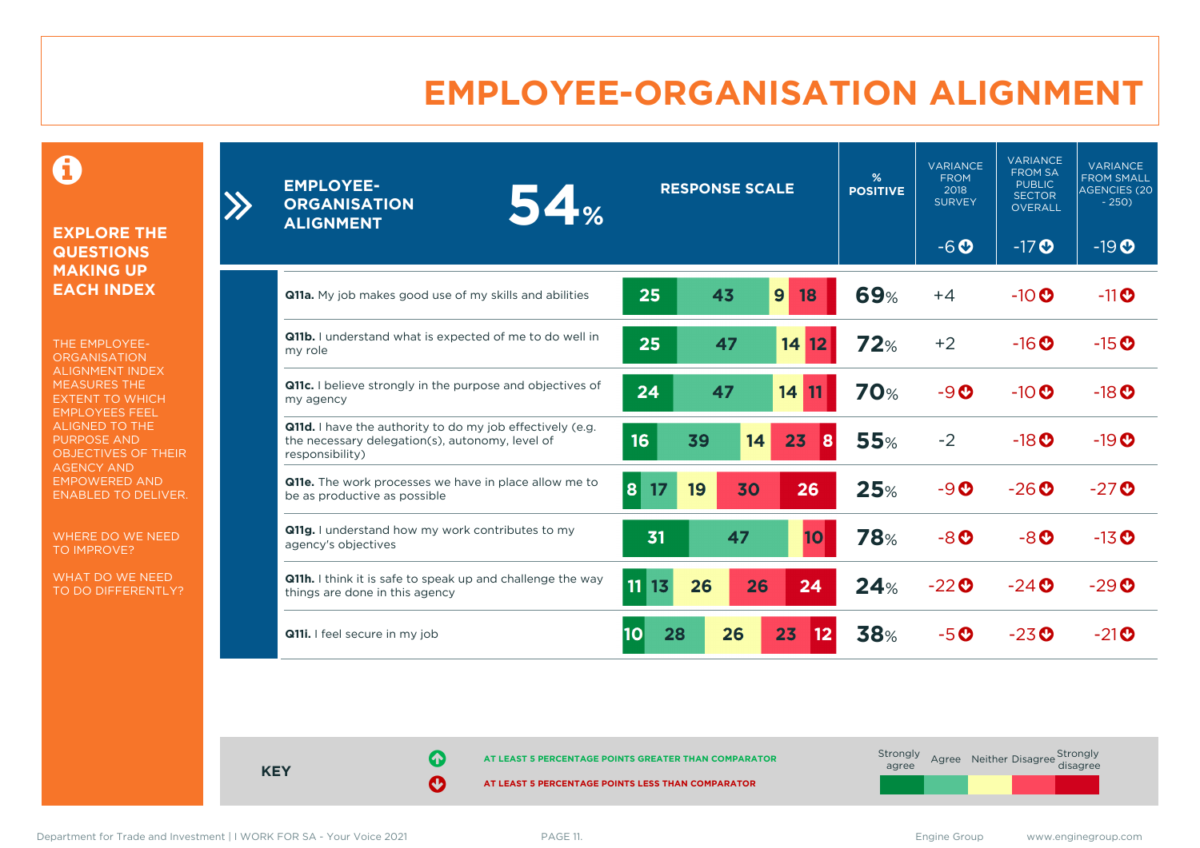# EMPLOYEE-ORGANISATION ALIGNMENT

## EXPLORE THE QUESTIONS MAKING UP EACH INDEX

THE EMPLOYEE-ORGANISATION ALIGNMENT INDEX MEASURES THE EXTENT TO WHICH EMPLOYEES FEEL ALIGNED TO THE PURPOSE AND OBJECTIVES OF THEIR AGENCY AND EMPOWERED AND ENABLED TO DELIVER.

WHERE DO WE NEED TO IMPROVE?

WHAT DO WE NEED TO DO DIFFERENTLY?

**EMPLOYEE-ORGANISATION ALIGNMENT 54%**

| Question | Strongly agree | Agree | Neither | Disagree | Strongly disagree | % POSITIVE | VARIANCE FROM 2018 SURVEY (-6 ↓) | VARIANCE FROM SA PUBLIC SECTOR OVERALL (-17 ↓) | VARIANCE FROM SMALL AGENCIES (20 - 250) (-19 ↓) |
|---|---|---|---|---|---|---|---|---|---|
| **Q11a.** My job makes good use of my skills and abilities | 25 | 43 | 9 | 18 | | 69% | +4 | -10 ↓ | -11 ↓ |
| **Q11b.** I understand what is expected of me to do well in my role | 25 | 47 | 14 | 12 | | 72% | +2 | -16 ↓ | -15 ↓ |
| **Q11c.** I believe strongly in the purpose and objectives of my agency | 24 | 47 | 14 | 11 | | 70% | -9 ↓ | -10 ↓ | -18 ↓ |
| **Q11d.** I have the authority to do my job effectively (e.g. the necessary delegation(s), autonomy, level of responsibility) | 16 | 39 | 14 | 23 | 8 | 55% | -2 | -18 ↓ | -19 ↓ |
| **Q11e.** The work processes we have in place allow me to be as productive as possible | 8 | 17 | 19 | 30 | 26 | 25% | -9 ↓ | -26 ↓ | -27 ↓ |
| **Q11g.** I understand how my work contributes to my agency's objectives | 31 | 47 | | 10 | | 78% | -8 ↓ | -8 ↓ | -13 ↓ |
| **Q11h.** I think it is safe to speak up and challenge the way things are done in this agency | 11 | 13 | 26 | 26 | 24 | 24% | -22 ↓ | -24 ↓ | -29 ↓ |
| **Q11i.** I feel secure in my job | 10 | 28 | 26 | 23 | 12 | 38% | -5 ↓ | -23 ↓ | -21 ↓ |

**KEY**

↑ AT LEAST 5 PERCENTAGE POINTS GREATER THAN COMPARATOR

↓ AT LEAST 5 PERCENTAGE POINTS LESS THAN COMPARATOR

Response scale: Strongly agree, Agree, Neither, Disagree, Strongly disagree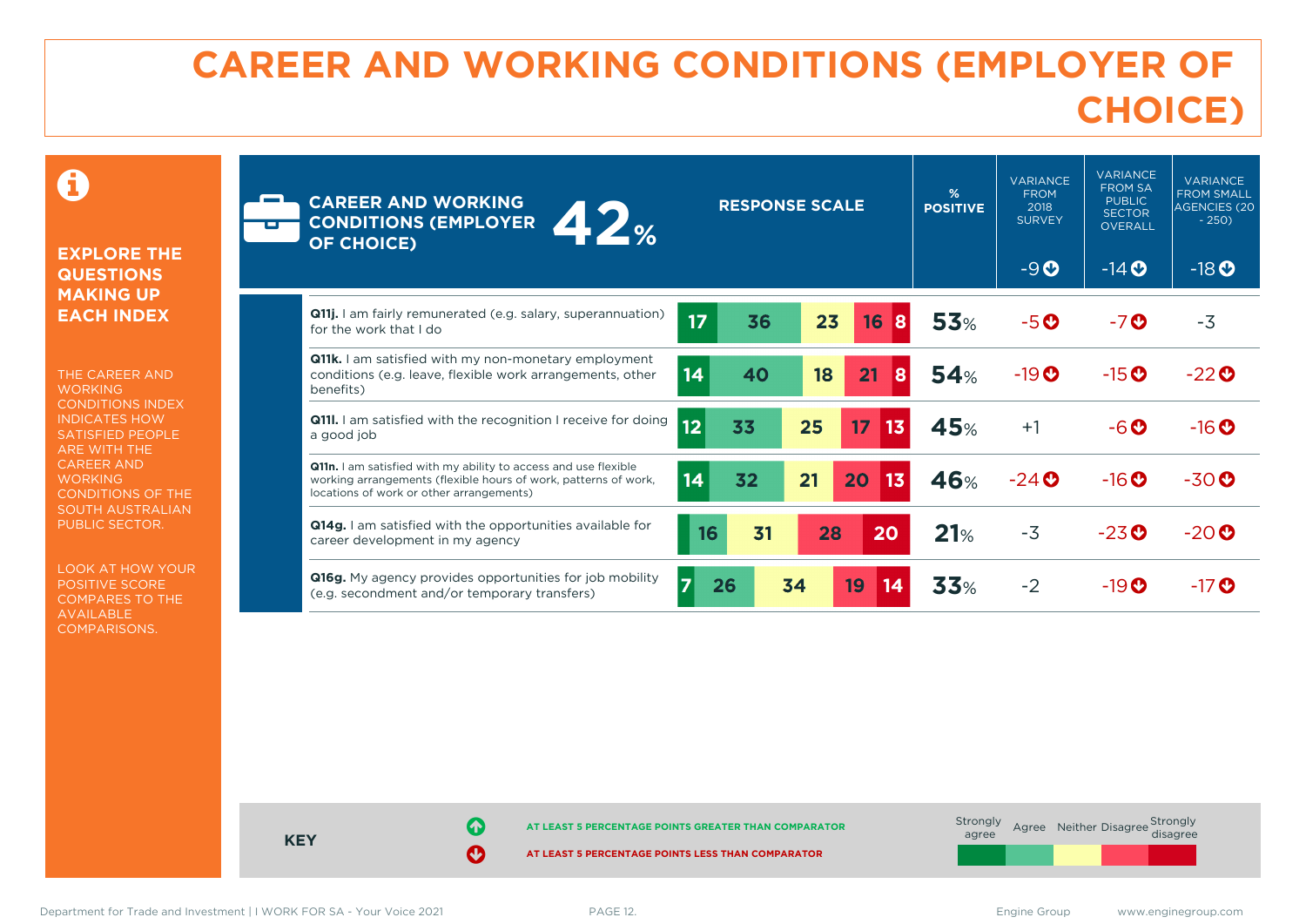# CAREER AND WORKING CONDITIONS (EMPLOYER OF CHOICE)

**EXPLORE THE QUESTIONS MAKING UP EACH INDEX**

THE CAREER AND WORKING CONDITIONS INDEX INDICATES HOW SATISFIED PEOPLE ARE WITH THE CAREER AND WORKING CONDITIONS OF THE SOUTH AUSTRALIAN PUBLIC SECTOR.

LOOK AT HOW YOUR POSITIVE SCORE COMPARES TO THE AVAILABLE COMPARISONS.

| CAREER AND WORKING CONDITIONS (EMPLOYER OF CHOICE) 42% | Strongly agree | Agree | Neither | Disagree | Strongly disagree | % POSITIVE | VARIANCE FROM 2018 SURVEY | VARIANCE FROM SA PUBLIC SECTOR OVERALL | VARIANCE FROM SMALL AGENCIES (20 - 250) |
|---|---|---|---|---|---|---|---|---|---|
| | | | | | | | -9 ↓ | -14 ↓ | -18 ↓ |
| **Q11j.** I am fairly remunerated (e.g. salary, superannuation) for the work that I do | 17 | 36 | 23 | 16 | 8 | 53% | -5 ↓ | -7 ↓ | -3 |
| **Q11k.** I am satisfied with my non-monetary employment conditions (e.g. leave, flexible work arrangements, other benefits) | 14 | 40 | 18 | 21 | 8 | 54% | -19 ↓ | -15 ↓ | -22 ↓ |
| **Q11l.** I am satisfied with the recognition I receive for doing a good job | 12 | 33 | 25 | 17 | 13 | 45% | +1 | -6 ↓ | -16 ↓ |
| **Q11n.** I am satisfied with my ability to access and use flexible working arrangements (flexible hours of work, patterns of work, locations of work or other arrangements) | 14 | 32 | 21 | 20 | 13 | 46% | -24 ↓ | -16 ↓ | -30 ↓ |
| **Q14g.** I am satisfied with the opportunities available for career development in my agency | | 16 | 31 | 28 | 20 | 21% | -3 | -23 ↓ | -20 ↓ |
| **Q16g.** My agency provides opportunities for job mobility (e.g. secondment and/or temporary transfers) | 7 | 26 | 34 | 19 | 14 | 33% | -2 | -19 ↓ | -17 ↓ |

**KEY**

↑ AT LEAST 5 PERCENTAGE POINTS GREATER THAN COMPARATOR

↓ AT LEAST 5 PERCENTAGE POINTS LESS THAN COMPARATOR

Strongly agree | Agree | Neither | Disagree | Strongly disagree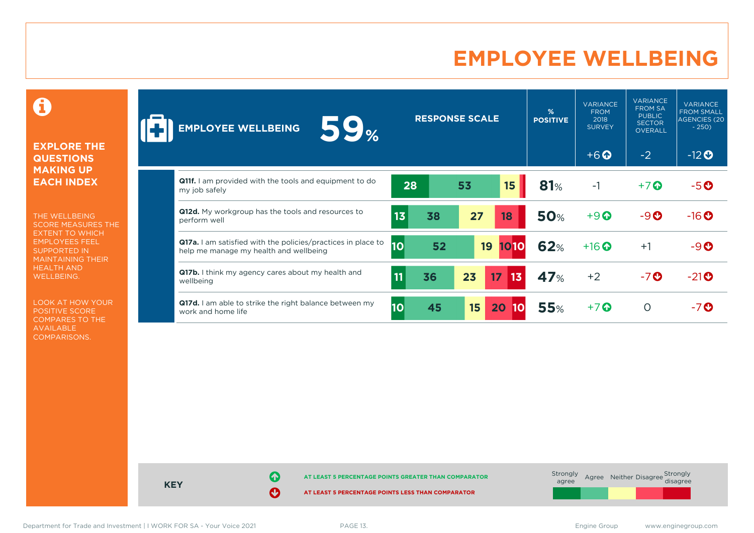# EMPLOYEE WELLBEING

**EXPLORE THE QUESTIONS MAKING UP EACH INDEX**

THE WELLBEING SCORE MEASURES THE EXTENT TO WHICH EMPLOYEES FEEL SUPPORTED IN MAINTAINING THEIR HEALTH AND WELLBEING.

LOOK AT HOW YOUR POSITIVE SCORE COMPARES TO THE AVAILABLE COMPARISONS.

| EMPLOYEE WELLBEING 59% | RESPONSE SCALE (Strongly agree / Agree / Neither / Disagree / Strongly disagree) | % POSITIVE | VARIANCE FROM 2018 SURVEY | VARIANCE FROM SA PUBLIC SECTOR OVERALL | VARIANCE FROM SMALL AGENCIES (20 - 250) |
|---|---|---|---|---|---|
| | | | +6 ↑ | -2 | -12 ↓ |
| **Q11f.** I am provided with the tools and equipment to do my job safely | 28 / 53 / 15 / – / – | 81% | -1 | +7 ↑ | -5 ↓ |
| **Q12d.** My workgroup has the tools and resources to perform well | 13 / 38 / 27 / 18 / – | 50% | +9 ↑ | -9 ↓ | -16 ↓ |
| **Q17a.** I am satisfied with the policies/practices in place to help me manage my health and wellbeing | 10 / 52 / 19 / 10 / 10 | 62% | +16 ↑ | +1 | -9 ↓ |
| **Q17b.** I think my agency cares about my health and wellbeing | 11 / 36 / 23 / 17 / 13 | 47% | +2 | -7 ↓ | -21 ↓ |
| **Q17d.** I am able to strike the right balance between my work and home life | 10 / 45 / 15 / 20 / 10 | 55% | +7 ↑ | 0 | -7 ↓ |

**KEY**

↑ AT LEAST 5 PERCENTAGE POINTS GREATER THAN COMPARATOR

↓ AT LEAST 5 PERCENTAGE POINTS LESS THAN COMPARATOR

Strongly agree | Agree | Neither | Disagree | Strongly disagree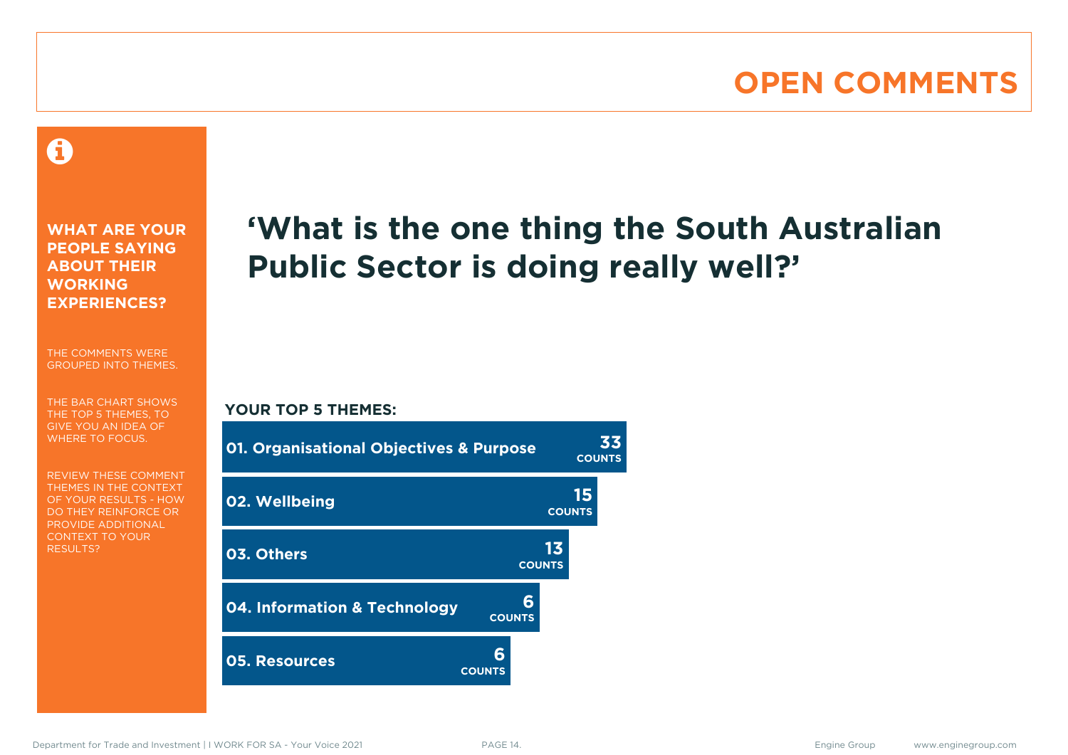# OPEN COMMENTS

**WHAT ARE YOUR PEOPLE SAYING ABOUT THEIR WORKING EXPERIENCES?**

THE COMMENTS WERE GROUPED INTO THEMES.

THE BAR CHART SHOWS THE TOP 5 THEMES, TO GIVE YOU AN IDEA OF WHERE TO FOCUS.

REVIEW THESE COMMENT THEMES IN THE CONTEXT OF YOUR RESULTS - HOW DO THEY REINFORCE OR PROVIDE ADDITIONAL CONTEXT TO YOUR RESULTS?

## ‘What is the one thing the South Australian Public Sector is doing really well?’

**YOUR TOP 5 THEMES:**

| Theme | Counts |
| --- | --- |
| 01. Organisational Objectives & Purpose | 33 |
| 02. Wellbeing | 15 |
| 03. Others | 13 |
| 04. Information & Technology | 6 |
| 05. Resources | 6 |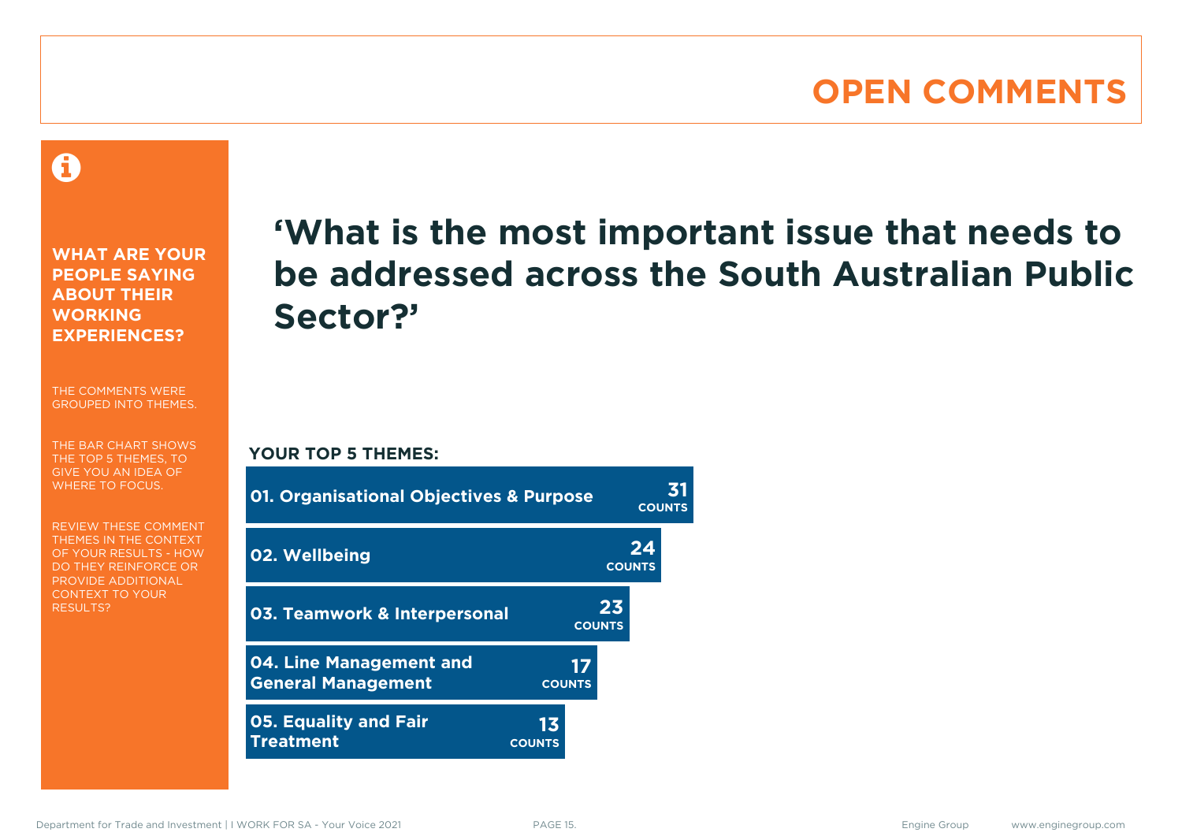# OPEN COMMENTS

**WHAT ARE YOUR PEOPLE SAYING ABOUT THEIR WORKING EXPERIENCES?**

THE COMMENTS WERE GROUPED INTO THEMES.

THE BAR CHART SHOWS THE TOP 5 THEMES, TO GIVE YOU AN IDEA OF WHERE TO FOCUS.

REVIEW THESE COMMENT THEMES IN THE CONTEXT OF YOUR RESULTS - HOW DO THEY REINFORCE OR PROVIDE ADDITIONAL CONTEXT TO YOUR RESULTS?

## ‘What is the most important issue that needs to be addressed across the South Australian Public Sector?’

**YOUR TOP 5 THEMES:**

| Theme | Counts |
|---|---|
| 01. Organisational Objectives & Purpose | 31 |
| 02. Wellbeing | 24 |
| 03. Teamwork & Interpersonal | 23 |
| 04. Line Management and General Management | 17 |
| 05. Equality and Fair Treatment | 13 |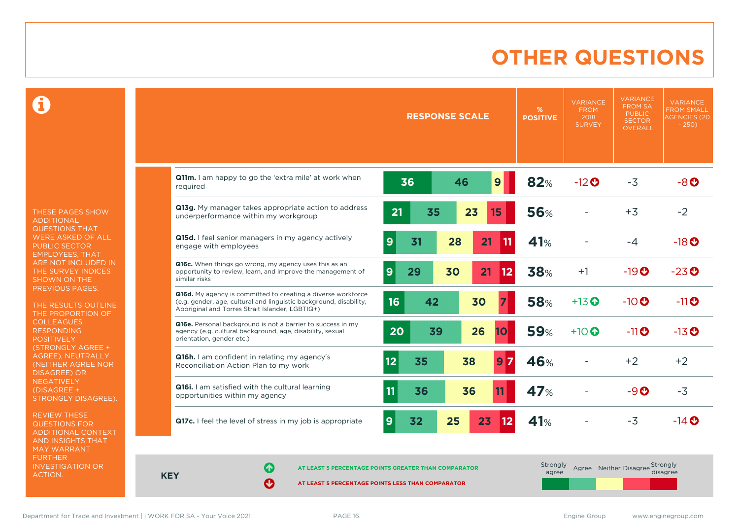# OTHER QUESTIONS

THESE PAGES SHOW ADDITIONAL QUESTIONS THAT WERE ASKED OF ALL PUBLIC SECTOR EMPLOYEES, THAT ARE NOT INCLUDED IN THE SURVEY INDICES SHOWN ON THE PREVIOUS PAGES.

THE RESULTS OUTLINE THE PROPORTION OF COLLEAGUES RESPONDING POSITIVELY (STRONGLY AGREE + AGREE), NEUTRALLY (NEITHER AGREE NOR DISAGREE) OR NEGATIVELY (DISAGREE + STRONGLY DISAGREE).

REVIEW THESE QUESTIONS FOR ADDITIONAL CONTEXT AND INSIGHTS THAT MAY WARRANT FURTHER INVESTIGATION OR ACTION.

| Question | Strongly agree | Agree | Neither | Disagree | Strongly disagree | % POSITIVE | VARIANCE FROM 2018 SURVEY | VARIANCE FROM SA PUBLIC SECTOR OVERALL | VARIANCE FROM SMALL AGENCIES (20 - 250) |
|---|---|---|---|---|---|---|---|---|---|
| **Q11m.** I am happy to go the 'extra mile' at work when required | 36 | 46 | 9 | | | 82% | -12 ↓ | -3 | -8 ↓ |
| **Q13g.** My manager takes appropriate action to address underperformance within my workgroup | 21 | 35 | 23 | 15 | | 56% | - | +3 | -2 |
| **Q15d.** I feel senior managers in my agency actively engage with employees | 9 | 31 | 28 | 21 | 11 | 41% | - | -4 | -18 ↓ |
| **Q16c.** When things go wrong, my agency uses this as an opportunity to review, learn, and improve the management of similar risks | 9 | 29 | 30 | 21 | 12 | 38% | +1 | -19 ↓ | -23 ↓ |
| **Q16d.** My agency is committed to creating a diverse workforce (e.g. gender, age, cultural and linguistic background, disability, Aboriginal and Torres Strait Islander, LGBTIQ+) | 16 | 42 | 30 | 7 | | 58% | +13 ↑ | -10 ↓ | -11 ↓ |
| **Q16e.** Personal background is not a barrier to success in my agency (e.g. cultural background, age, disability, sexual orientation, gender etc.) | 20 | 39 | 26 | 10 | | 59% | +10 ↑ | -11 ↓ | -13 ↓ |
| **Q16h.** I am confident in relating my agency's Reconciliation Action Plan to my work | 12 | 35 | 38 | 9 | 7 | 46% | - | +2 | +2 |
| **Q16i.** I am satisfied with the cultural learning opportunities within my agency | 11 | 36 | 36 | 11 | | 47% | - | -9 ↓ | -3 |
| **Q17c.** I feel the level of stress in my job is appropriate | 9 | 32 | 25 | 23 | 12 | 41% | - | -3 | -14 ↓ |

**KEY**

↑ AT LEAST 5 PERCENTAGE POINTS GREATER THAN COMPARATOR

↓ AT LEAST 5 PERCENTAGE POINTS LESS THAN COMPARATOR

Strongly agree | Agree | Neither | Disagree | Strongly disagree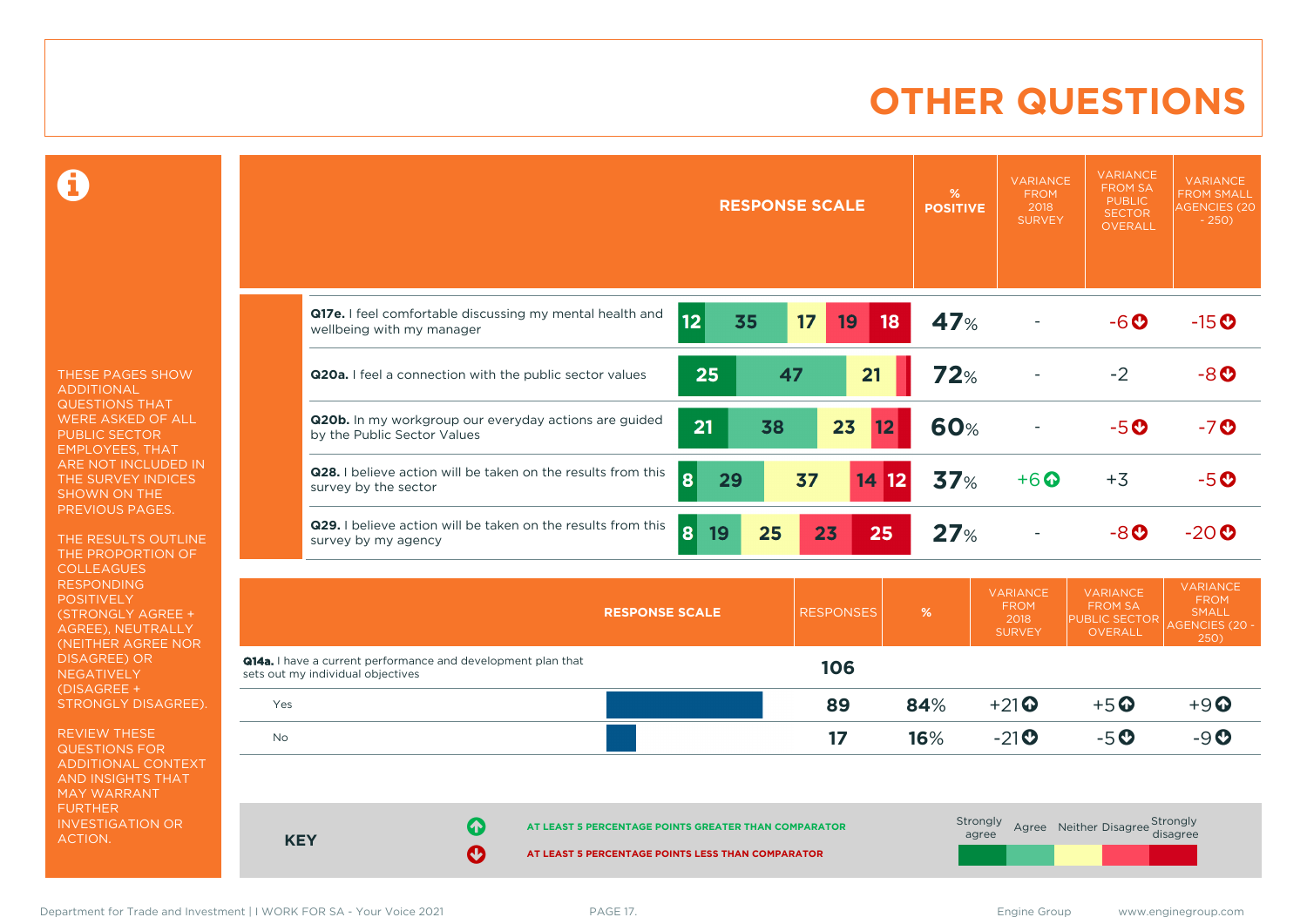# OTHER QUESTIONS

THESE PAGES SHOW ADDITIONAL QUESTIONS THAT WERE ASKED OF ALL PUBLIC SECTOR EMPLOYEES, THAT ARE NOT INCLUDED IN THE SURVEY INDICES SHOWN ON THE PREVIOUS PAGES.

THE RESULTS OUTLINE THE PROPORTION OF COLLEAGUES RESPONDING POSITIVELY (STRONGLY AGREE + AGREE), NEUTRALLY (NEITHER AGREE NOR DISAGREE) OR NEGATIVELY (DISAGREE + STRONGLY DISAGREE).

REVIEW THESE QUESTIONS FOR ADDITIONAL CONTEXT AND INSIGHTS THAT MAY WARRANT FURTHER INVESTIGATION OR ACTION.

| Question | Strongly agree | Agree | Neither | Disagree | Strongly disagree | % POSITIVE | VARIANCE FROM 2018 SURVEY | VARIANCE FROM SA PUBLIC SECTOR OVERALL | VARIANCE FROM SMALL AGENCIES (20 - 250) |
|---|---|---|---|---|---|---|---|---|---|
| **Q17e.** I feel comfortable discussing my mental health and wellbeing with my manager | 12 | 35 | 17 | 19 | 18 | 47% | - | -6 ↓ | -15 ↓ |
| **Q20a.** I feel a connection with the public sector values | 25 | 47 | 21 | | | 72% | - | -2 | -8 ↓ |
| **Q20b.** In my workgroup our everyday actions are guided by the Public Sector Values | 21 | 38 | 23 | 12 | | 60% | - | -5 ↓ | -7 ↓ |
| **Q28.** I believe action will be taken on the results from this survey by the sector | 8 | 29 | 37 | 14 | 12 | 37% | +6 ↑ | +3 | -5 ↓ |
| **Q29.** I believe action will be taken on the results from this survey by my agency | 8 | 19 | 25 | 23 | 25 | 27% | - | -8 ↓ | -20 ↓ |

| RESPONSE SCALE | RESPONSES | % | VARIANCE FROM 2018 SURVEY | VARIANCE FROM SA PUBLIC SECTOR OVERALL | VARIANCE FROM SMALL AGENCIES (20 - 250) |
|---|---|---|---|---|---|
| **Q14a.** I have a current performance and development plan that sets out my individual objectives | 106 | | | | |
| Yes | 89 | 84% | +21 ↑ | +5 ↑ | +9 ↑ |
| No | 17 | 16% | -21 ↓ | -5 ↓ | -9 ↓ |

**KEY**

↑ AT LEAST 5 PERCENTAGE POINTS GREATER THAN COMPARATOR

↓ AT LEAST 5 PERCENTAGE POINTS LESS THAN COMPARATOR

Strongly agree | Agree | Neither | Disagree | Strongly disagree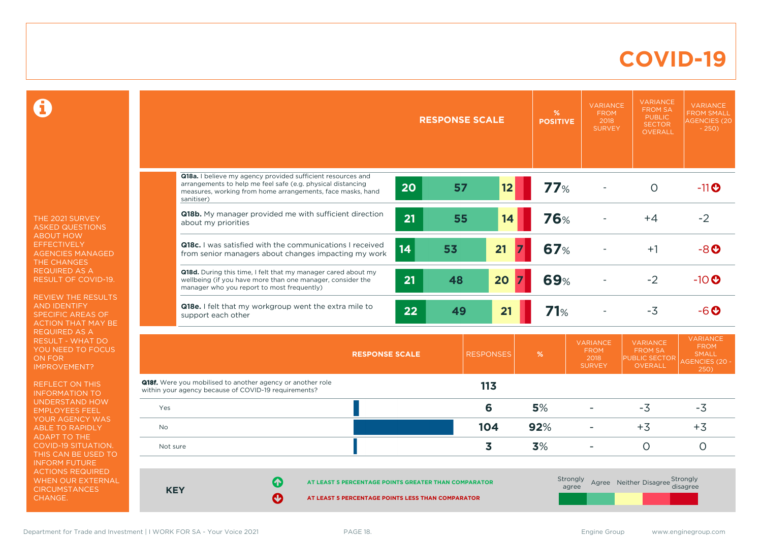# COVID-19

THE 2021 SURVEY ASKED QUESTIONS ABOUT HOW EFFECTIVELY AGENCIES MANAGED THE CHANGES REQUIRED AS A RESULT OF COVID-19.

REVIEW THE RESULTS AND IDENTIFY SPECIFIC AREAS OF ACTION THAT MAY BE REQUIRED AS A RESULT - WHAT DO YOU NEED TO FOCUS ON FOR IMPROVEMENT?

REFLECT ON THIS INFORMATION TO UNDERSTAND HOW EMPLOYEES FEEL YOUR AGENCY WAS ABLE TO RAPIDLY ADAPT TO THE COVID-19 SITUATION. THIS CAN BE USED TO INFORM FUTURE ACTIONS REQUIRED WHEN OUR EXTERNAL CIRCUMSTANCES CHANGE.

| | RESPONSE SCALE | % POSITIVE | VARIANCE FROM 2018 SURVEY | VARIANCE FROM SA PUBLIC SECTOR OVERALL | VARIANCE FROM SMALL AGENCIES (20 - 250) |
|---|---|---|---|---|---|
| **Q18a.** I believe my agency provided sufficient resources and arrangements to help me feel safe (e.g. physical distancing measures, working from home arrangements, face masks, hand sanitiser) | 20 / 57 / 12 | 77% | - | 0 | -11 ↓ |
| **Q18b.** My manager provided me with sufficient direction about my priorities | 21 / 55 / 14 | 76% | - | +4 | -2 |
| **Q18c.** I was satisfied with the communications I received from senior managers about changes impacting my work | 14 / 53 / 21 / 7 | 67% | - | +1 | -8 ↓ |
| **Q18d.** During this time, I felt that my manager cared about my wellbeing (if you have more than one manager, consider the manager who you report to most frequently) | 21 / 48 / 20 / 7 | 69% | - | -2 | -10 ↓ |
| **Q18e.** I felt that my workgroup went the extra mile to support each other | 22 / 49 / 21 | 71% | - | -3 | -6 ↓ |

| | RESPONSES | % | VARIANCE FROM 2018 SURVEY | VARIANCE FROM SA PUBLIC SECTOR OVERALL | VARIANCE FROM SMALL AGENCIES (20 - 250) |
|---|---|---|---|---|---|
| **Q18f.** Were you mobilised to another agency or another role within your agency because of COVID-19 requirements? | 113 | | | | |
| Yes | 6 | 5% | - | -3 | -3 |
| No | 104 | 92% | - | +3 | +3 |
| Not sure | 3 | 3% | - | 0 | 0 |

**KEY**

↑ AT LEAST 5 PERCENTAGE POINTS GREATER THAN COMPARATOR

↓ AT LEAST 5 PERCENTAGE POINTS LESS THAN COMPARATOR

Response scale: Strongly agree, Agree, Neither, Disagree, Strongly disagree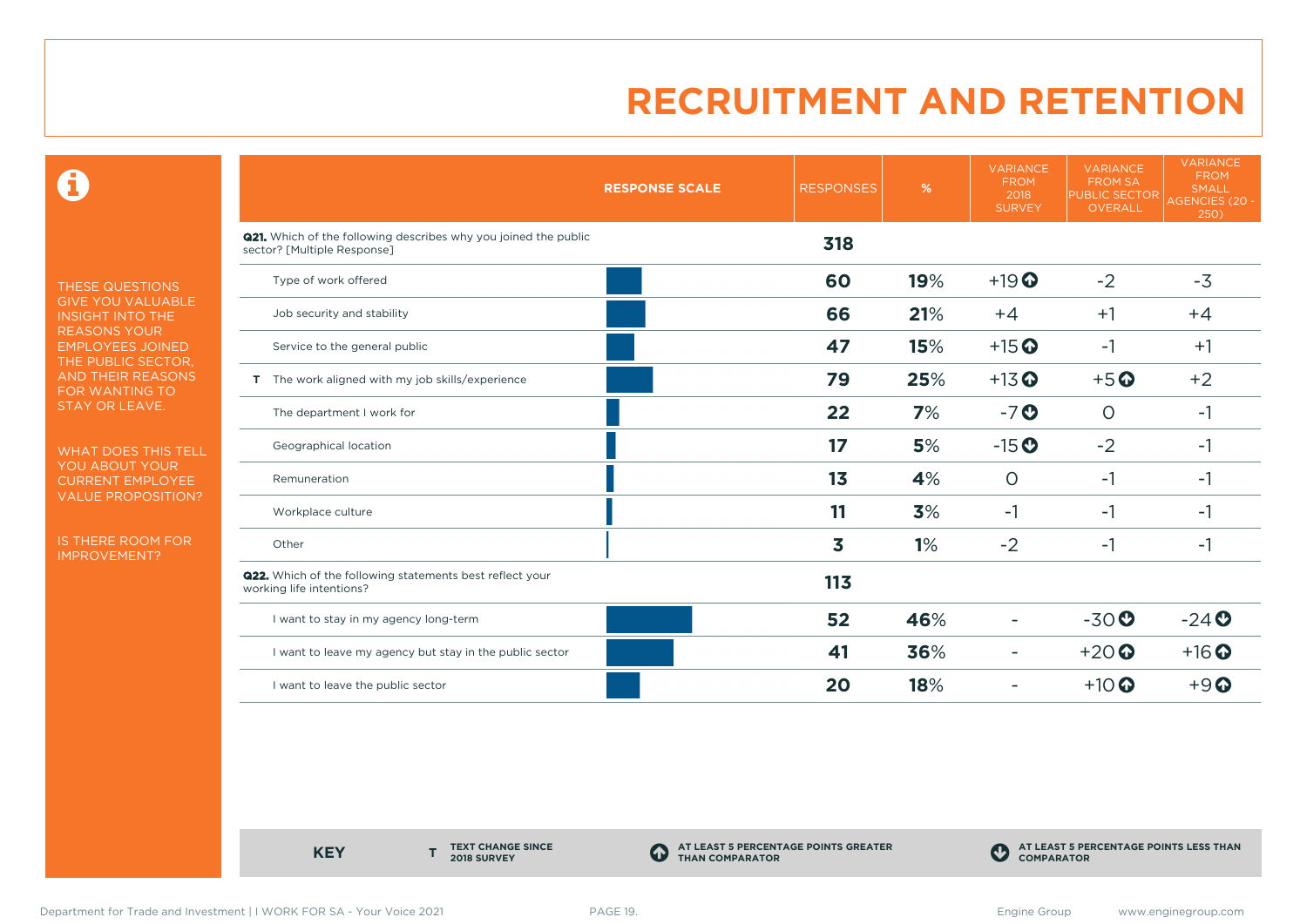# RECRUITMENT AND RETENTION

THESE QUESTIONS GIVE YOU VALUABLE INSIGHT INTO THE REASONS YOUR EMPLOYEES JOINED THE PUBLIC SECTOR, AND THEIR REASONS FOR WANTING TO STAY OR LEAVE.

WHAT DOES THIS TELL YOU ABOUT YOUR CURRENT EMPLOYEE VALUE PROPOSITION?

IS THERE ROOM FOR IMPROVEMENT?

| RESPONSE SCALE | RESPONSES | % | VARIANCE FROM 2018 SURVEY | VARIANCE FROM SA PUBLIC SECTOR OVERALL | VARIANCE FROM SMALL AGENCIES (20 - 250) |
|---|---|---|---|---|---|
| **Q21.** Which of the following describes why you joined the public sector? [Multiple Response] | **318** | | | | |
| Type of work offered | **60** | **19**% | +19 ⬆ | -2 | -3 |
| Job security and stability | **66** | **21**% | +4 | +1 | +4 |
| Service to the general public | **47** | **15**% | +15 ⬆ | -1 | +1 |
| T The work aligned with my job skills/experience | **79** | **25**% | +13 ⬆ | +5 ⬆ | +2 |
| The department I work for | **22** | **7**% | -7 ⬇ | 0 | -1 |
| Geographical location | **17** | **5**% | -15 ⬇ | -2 | -1 |
| Remuneration | **13** | **4**% | 0 | -1 | -1 |
| Workplace culture | **11** | **3**% | -1 | -1 | -1 |
| Other | **3** | **1**% | -2 | -1 | -1 |
| **Q22.** Which of the following statements best reflect your working life intentions? | **113** | | | | |
| I want to stay in my agency long-term | **52** | **46**% | - | -30 ⬇ | -24 ⬇ |
| I want to leave my agency but stay in the public sector | **41** | **36**% | - | +20 ⬆ | +16 ⬆ |
| I want to leave the public sector | **20** | **18**% | - | +10 ⬆ | +9 ⬆ |

**KEY**

- **T** TEXT CHANGE SINCE 2018 SURVEY
- ⬆ AT LEAST 5 PERCENTAGE POINTS GREATER THAN COMPARATOR
- ⬇ AT LEAST 5 PERCENTAGE POINTS LESS THAN COMPARATOR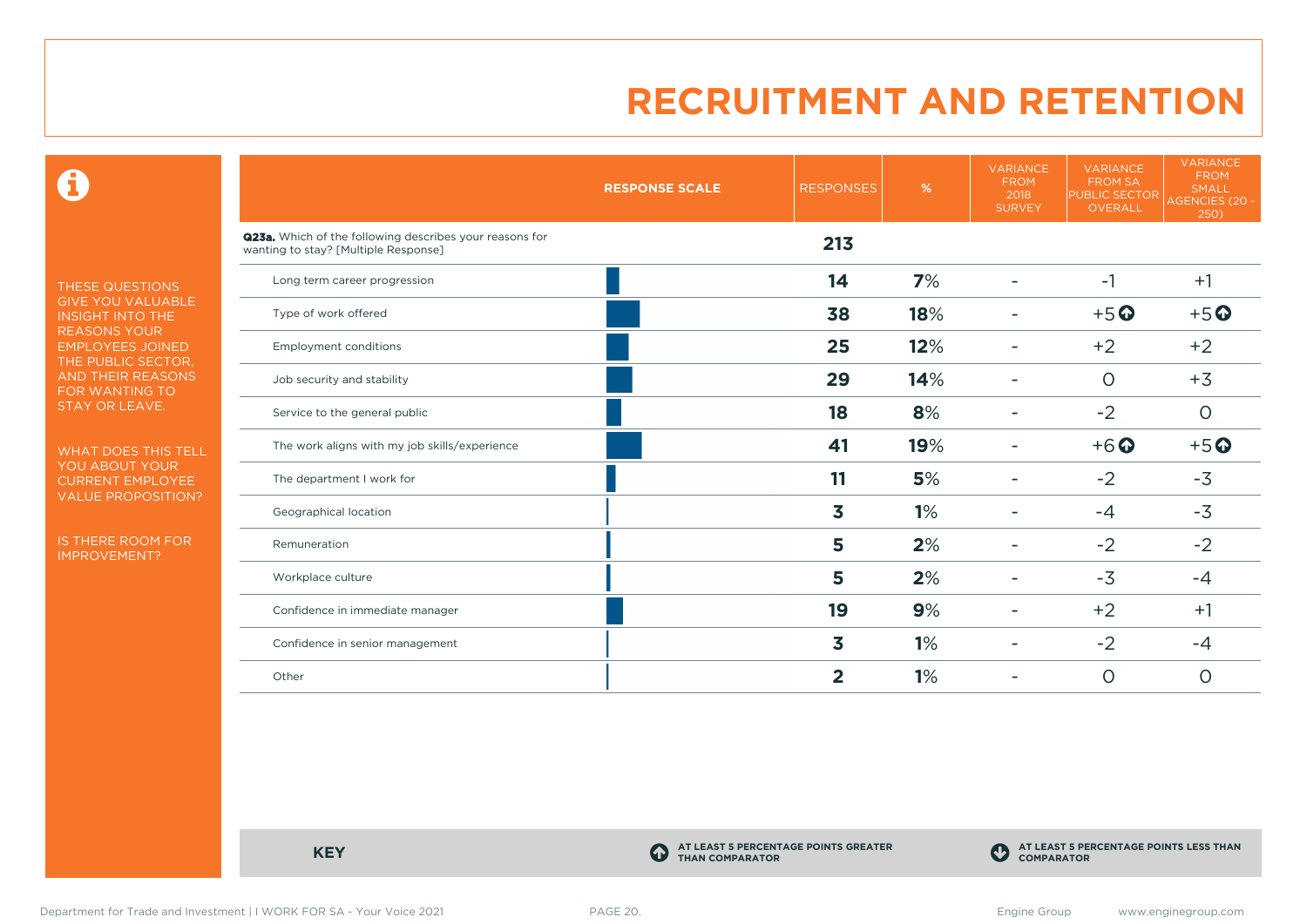# RECRUITMENT AND RETENTION

THESE QUESTIONS GIVE YOU VALUABLE INSIGHT INTO THE REASONS YOUR EMPLOYEES JOINED THE PUBLIC SECTOR, AND THEIR REASONS FOR WANTING TO STAY OR LEAVE.

WHAT DOES THIS TELL YOU ABOUT YOUR CURRENT EMPLOYEE VALUE PROPOSITION?

IS THERE ROOM FOR IMPROVEMENT?

| RESPONSE SCALE | RESPONSES | % | VARIANCE FROM 2018 SURVEY | VARIANCE FROM SA PUBLIC SECTOR OVERALL | VARIANCE FROM SMALL AGENCIES (20 - 250) |
|---|---|---|---|---|---|
| **Q23a.** Which of the following describes your reasons for wanting to stay? [Multiple Response] | **213** | | | | |
| Long term career progression | **14** | **7%** | - | -1 | +1 |
| Type of work offered | **38** | **18%** | - | +5 ⬆ | +5 ⬆ |
| Employment conditions | **25** | **12%** | - | +2 | +2 |
| Job security and stability | **29** | **14%** | - | 0 | +3 |
| Service to the general public | **18** | **8%** | - | -2 | 0 |
| The work aligns with my job skills/experience | **41** | **19%** | - | +6 ⬆ | +5 ⬆ |
| The department I work for | **11** | **5%** | - | -2 | -3 |
| Geographical location | **3** | **1%** | - | -4 | -3 |
| Remuneration | **5** | **2%** | - | -2 | -2 |
| Workplace culture | **5** | **2%** | - | -3 | -4 |
| Confidence in immediate manager | **19** | **9%** | - | +2 | +1 |
| Confidence in senior management | **3** | **1%** | - | -2 | -4 |
| Other | **2** | **1%** | - | 0 | 0 |

**KEY**

⬆ **AT LEAST 5 PERCENTAGE POINTS GREATER THAN COMPARATOR**

⬇ **AT LEAST 5 PERCENTAGE POINTS LESS THAN COMPARATOR**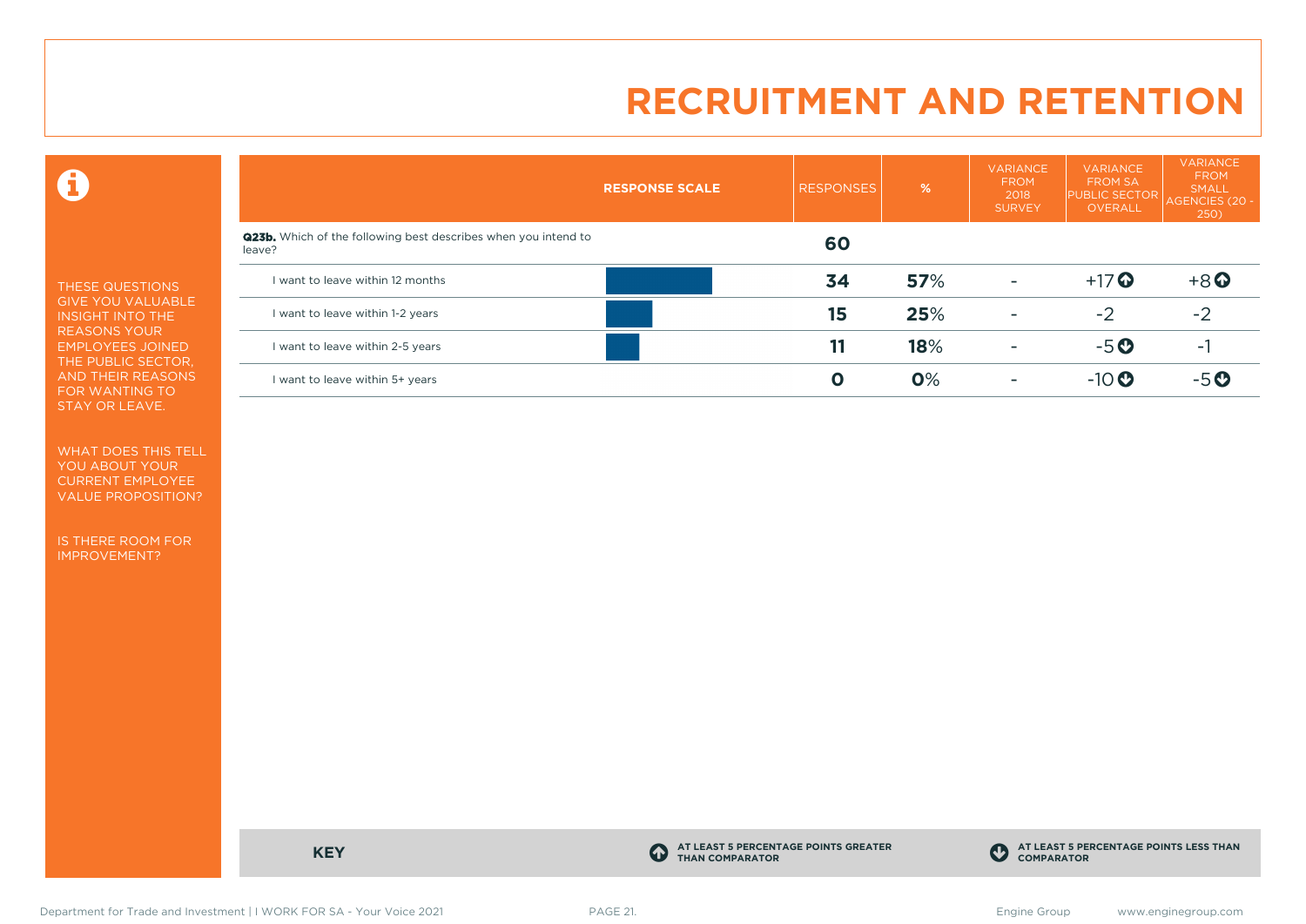# RECRUITMENT AND RETENTION

THESE QUESTIONS GIVE YOU VALUABLE INSIGHT INTO THE REASONS YOUR EMPLOYEES JOINED THE PUBLIC SECTOR, AND THEIR REASONS FOR WANTING TO STAY OR LEAVE.

WHAT DOES THIS TELL YOU ABOUT YOUR CURRENT EMPLOYEE VALUE PROPOSITION?

IS THERE ROOM FOR IMPROVEMENT?

| RESPONSE SCALE | RESPONSES | % | VARIANCE FROM 2018 SURVEY | VARIANCE FROM SA PUBLIC SECTOR OVERALL | VARIANCE FROM SMALL AGENCIES (20 - 250) |
|---|---|---|---|---|---|
| **Q23b.** Which of the following best describes when you intend to leave? | 60 | | | | |
| I want to leave within 12 months | 34 | 57% | - | +17 ⬆ | +8 ⬆ |
| I want to leave within 1-2 years | 15 | 25% | - | -2 | -2 |
| I want to leave within 2-5 years | 11 | 18% | - | -5 ⬇ | -1 |
| I want to leave within 5+ years | 0 | 0% | - | -10 ⬇ | -5 ⬇ |

**KEY**

⬆ AT LEAST 5 PERCENTAGE POINTS GREATER THAN COMPARATOR

⬇ AT LEAST 5 PERCENTAGE POINTS LESS THAN COMPARATOR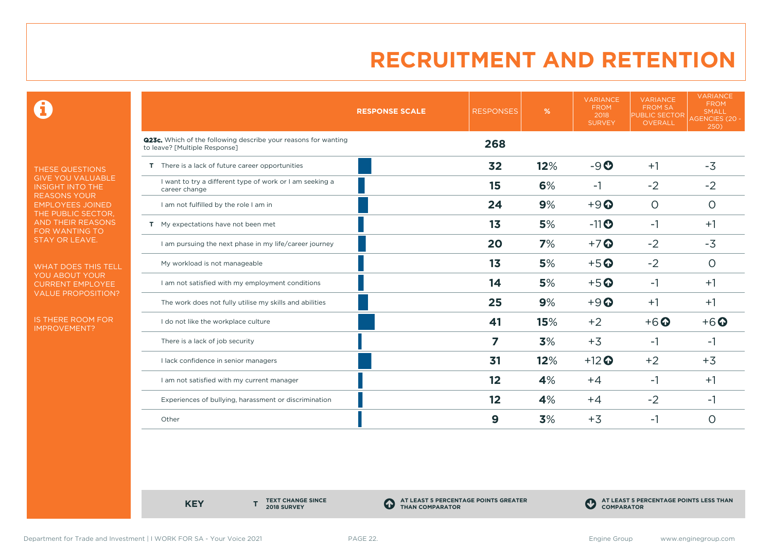# RECRUITMENT AND RETENTION

THESE QUESTIONS GIVE YOU VALUABLE INSIGHT INTO THE REASONS YOUR EMPLOYEES JOINED THE PUBLIC SECTOR, AND THEIR REASONS FOR WANTING TO STAY OR LEAVE.

WHAT DOES THIS TELL YOU ABOUT YOUR CURRENT EMPLOYEE VALUE PROPOSITION?

IS THERE ROOM FOR IMPROVEMENT?

| | RESPONSE SCALE | RESPONSES | % | VARIANCE FROM 2018 SURVEY | VARIANCE FROM SA PUBLIC SECTOR OVERALL | VARIANCE FROM SMALL AGENCIES (20 - 250) |
|---|---|---|---|---|---|---|
| **Q23c.** Which of the following describe your reasons for wanting to leave? [Multiple Response] | | **268** | | | | |
| **T** There is a lack of future career opportunities | | **32** | **12%** | -9 ⬇ | +1 | -3 |
| I want to try a different type of work or I am seeking a career change | | **15** | **6%** | -1 | -2 | -2 |
| I am not fulfilled by the role I am in | | **24** | **9%** | +9 ⬆ | 0 | 0 |
| **T** My expectations have not been met | | **13** | **5%** | -11 ⬇ | -1 | +1 |
| I am pursuing the next phase in my life/career journey | | **20** | **7%** | +7 ⬆ | -2 | -3 |
| My workload is not manageable | | **13** | **5%** | +5 ⬆ | -2 | 0 |
| I am not satisfied with my employment conditions | | **14** | **5%** | +5 ⬆ | -1 | +1 |
| The work does not fully utilise my skills and abilities | | **25** | **9%** | +9 ⬆ | +1 | +1 |
| I do not like the workplace culture | | **41** | **15%** | +2 | +6 ⬆ | +6 ⬆ |
| There is a lack of job security | | **7** | **3%** | +3 | -1 | -1 |
| I lack confidence in senior managers | | **31** | **12%** | +12 ⬆ | +2 | +3 |
| I am not satisfied with my current manager | | **12** | **4%** | +4 | -1 | +1 |
| Experiences of bullying, harassment or discrimination | | **12** | **4%** | +4 | -2 | -1 |
| Other | | **9** | **3%** | +3 | -1 | 0 |

**KEY** — **T** TEXT CHANGE SINCE 2018 SURVEY; ⬆ AT LEAST 5 PERCENTAGE POINTS GREATER THAN COMPARATOR; ⬇ AT LEAST 5 PERCENTAGE POINTS LESS THAN COMPARATOR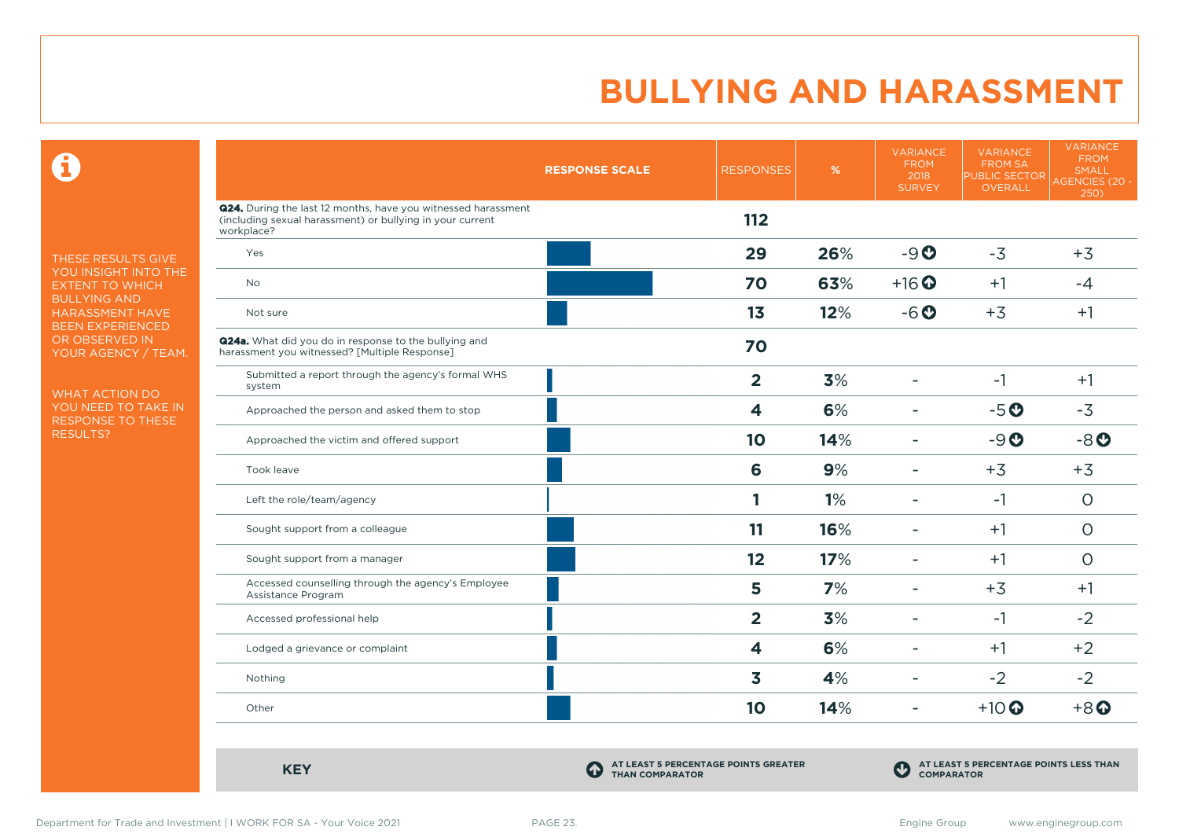# BULLYING AND HARASSMENT

THESE RESULTS GIVE YOU INSIGHT INTO THE EXTENT TO WHICH BULLYING AND HARASSMENT HAVE BEEN EXPERIENCED OR OBSERVED IN YOUR AGENCY / TEAM.

WHAT ACTION DO YOU NEED TO TAKE IN RESPONSE TO THESE RESULTS?

| | RESPONSE SCALE | RESPONSES | % | VARIANCE FROM 2018 SURVEY | VARIANCE FROM SA PUBLIC SECTOR OVERALL | VARIANCE FROM SMALL AGENCIES (20 - 250) |
|---|---|---|---|---|---|---|
| **Q24.** During the last 12 months, have you witnessed harassment (including sexual harassment) or bullying in your current workplace? | | **112** | | | | |
| Yes | | **29** | **26%** | -9 ↓ | -3 | +3 |
| No | | **70** | **63%** | +16 ↑ | +1 | -4 |
| Not sure | | **13** | **12%** | -6 ↓ | +3 | +1 |
| **Q24a.** What did you do in response to the bullying and harassment you witnessed? [Multiple Response] | | **70** | | | | |
| Submitted a report through the agency's formal WHS system | | **2** | **3%** | - | -1 | +1 |
| Approached the person and asked them to stop | | **4** | **6%** | - | -5 ↓ | -3 |
| Approached the victim and offered support | | **10** | **14%** | - | -9 ↓ | -8 ↓ |
| Took leave | | **6** | **9%** | - | +3 | +3 |
| Left the role/team/agency | | **1** | **1%** | - | -1 | 0 |
| Sought support from a colleague | | **11** | **16%** | - | +1 | 0 |
| Sought support from a manager | | **12** | **17%** | - | +1 | 0 |
| Accessed counselling through the agency's Employee Assistance Program | | **5** | **7%** | - | +3 | +1 |
| Accessed professional help | | **2** | **3%** | - | -1 | -2 |
| Lodged a grievance or complaint | | **4** | **6%** | - | +1 | +2 |
| Nothing | | **3** | **4%** | - | -2 | -2 |
| Other | | **10** | **14%** | - | +10 ↑ | +8 ↑ |

**KEY**

↑ AT LEAST 5 PERCENTAGE POINTS GREATER THAN COMPARATOR

↓ AT LEAST 5 PERCENTAGE POINTS LESS THAN COMPARATOR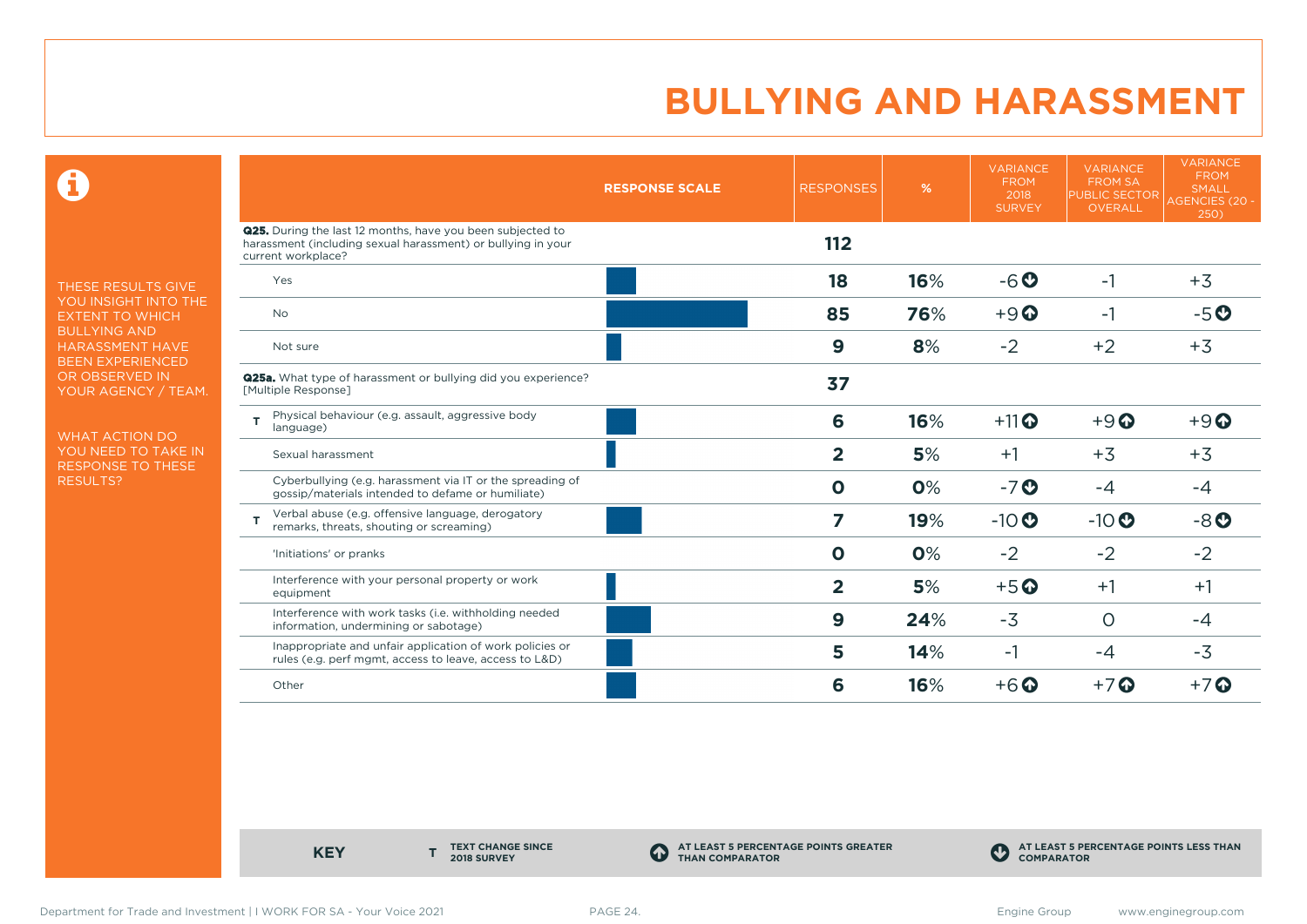# BULLYING AND HARASSMENT

THESE RESULTS GIVE YOU INSIGHT INTO THE EXTENT TO WHICH BULLYING AND HARASSMENT HAVE BEEN EXPERIENCED OR OBSERVED IN YOUR AGENCY / TEAM.

WHAT ACTION DO YOU NEED TO TAKE IN RESPONSE TO THESE RESULTS?

| | RESPONSE SCALE | RESPONSES | % | VARIANCE FROM 2018 SURVEY | VARIANCE FROM SA PUBLIC SECTOR OVERALL | VARIANCE FROM SMALL AGENCIES (20 - 250) |
|---|---|---|---|---|---|---|
| **Q25.** During the last 12 months, have you been subjected to harassment (including sexual harassment) or bullying in your current workplace? | | **112** | | | | |
| Yes | | **18** | **16**% | -6 ⬇ | -1 | +3 |
| No | | **85** | **76**% | +9 ⬆ | -1 | -5 ⬇ |
| Not sure | | **9** | **8**% | -2 | +2 | +3 |
| **Q25a.** What type of harassment or bullying did you experience? [Multiple Response] | | **37** | | | | |
| T Physical behaviour (e.g. assault, aggressive body language) | | **6** | **16**% | +11 ⬆ | +9 ⬆ | +9 ⬆ |
| Sexual harassment | | **2** | **5**% | +1 | +3 | +3 |
| Cyberbullying (e.g. harassment via IT or the spreading of gossip/materials intended to defame or humiliate) | | **0** | **0**% | -7 ⬇ | -4 | -4 |
| T Verbal abuse (e.g. offensive language, derogatory remarks, threats, shouting or screaming) | | **7** | **19**% | -10 ⬇ | -10 ⬇ | -8 ⬇ |
| 'Initiations' or pranks | | **0** | **0**% | -2 | -2 | -2 |
| Interference with your personal property or work equipment | | **2** | **5**% | +5 ⬆ | +1 | +1 |
| Interference with work tasks (i.e. withholding needed information, undermining or sabotage) | | **9** | **24**% | -3 | 0 | -4 |
| Inappropriate and unfair application of work policies or rules (e.g. perf mgmt, access to leave, access to L&D) | | **5** | **14**% | -1 | -4 | -3 |
| Other | | **6** | **16**% | +6 ⬆ | +7 ⬆ | +7 ⬆ |

**KEY**

- **T** TEXT CHANGE SINCE 2018 SURVEY
- ⬆ AT LEAST 5 PERCENTAGE POINTS GREATER THAN COMPARATOR
- ⬇ AT LEAST 5 PERCENTAGE POINTS LESS THAN COMPARATOR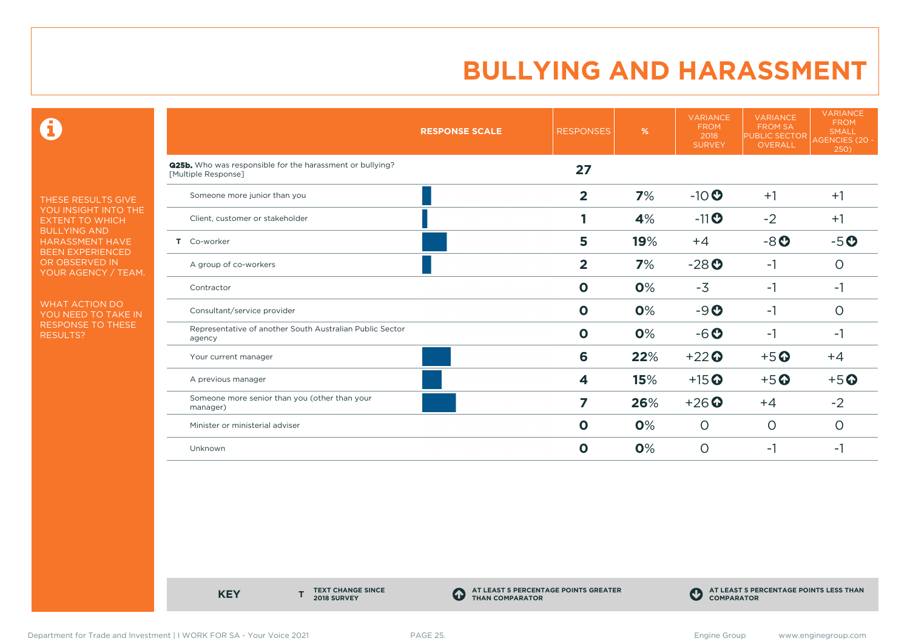# BULLYING AND HARASSMENT

THESE RESULTS GIVE YOU INSIGHT INTO THE EXTENT TO WHICH BULLYING AND HARASSMENT HAVE BEEN EXPERIENCED OR OBSERVED IN YOUR AGENCY / TEAM.

WHAT ACTION DO YOU NEED TO TAKE IN RESPONSE TO THESE RESULTS?

| | RESPONSE SCALE | RESPONSES | % | VARIANCE FROM 2018 SURVEY | VARIANCE FROM SA PUBLIC SECTOR OVERALL | VARIANCE FROM SMALL AGENCIES (20 - 250) |
|---|---|---|---|---|---|---|
| **Q25b.** Who was responsible for the harassment or bullying? [Multiple Response] | | **27** | | | | |
| Someone more junior than you | | **2** | **7%** | -10 ⬇ | +1 | +1 |
| Client, customer or stakeholder | | **1** | **4%** | -11 ⬇ | -2 | +1 |
| T Co-worker | | **5** | **19%** | +4 | -8 ⬇ | -5 ⬇ |
| A group of co-workers | | **2** | **7%** | -28 ⬇ | -1 | 0 |
| Contractor | | **0** | **0%** | -3 | -1 | -1 |
| Consultant/service provider | | **0** | **0%** | -9 ⬇ | -1 | 0 |
| Representative of another South Australian Public Sector agency | | **0** | **0%** | -6 ⬇ | -1 | -1 |
| Your current manager | | **6** | **22%** | +22 ⬆ | +5 ⬆ | +4 |
| A previous manager | | **4** | **15%** | +15 ⬆ | +5 ⬆ | +5 ⬆ |
| Someone more senior than you (other than your manager) | | **7** | **26%** | +26 ⬆ | +4 | -2 |
| Minister or ministerial adviser | | **0** | **0%** | 0 | 0 | 0 |
| Unknown | | **0** | **0%** | 0 | -1 | -1 |

**KEY** — **T** TEXT CHANGE SINCE 2018 SURVEY — ⬆ AT LEAST 5 PERCENTAGE POINTS GREATER THAN COMPARATOR — ⬇ AT LEAST 5 PERCENTAGE POINTS LESS THAN COMPARATOR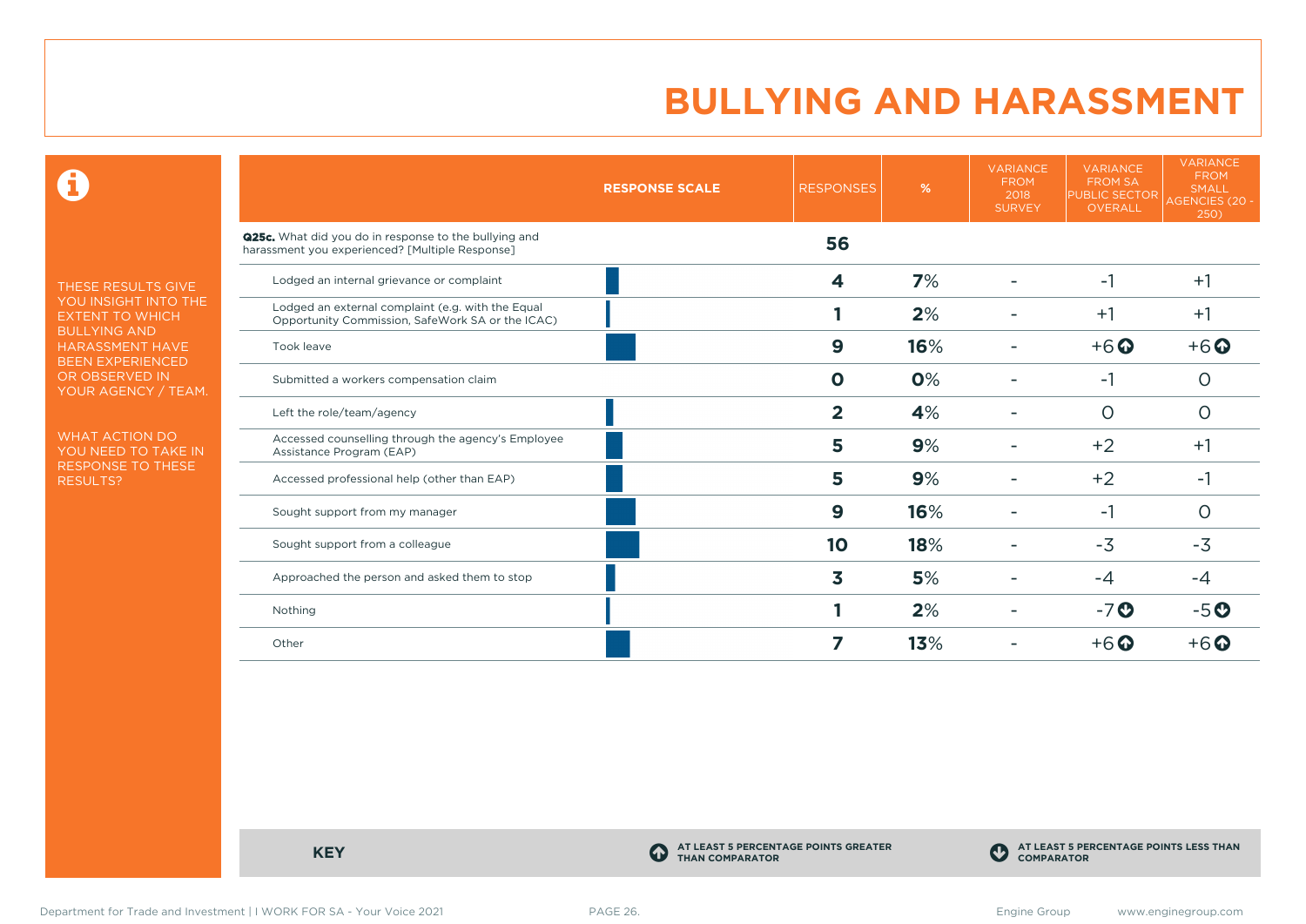# BULLYING AND HARASSMENT

THESE RESULTS GIVE YOU INSIGHT INTO THE EXTENT TO WHICH BULLYING AND HARASSMENT HAVE BEEN EXPERIENCED OR OBSERVED IN YOUR AGENCY / TEAM.

WHAT ACTION DO YOU NEED TO TAKE IN RESPONSE TO THESE RESULTS?

| | RESPONSE SCALE | RESPONSES | % | VARIANCE FROM 2018 SURVEY | VARIANCE FROM SA PUBLIC SECTOR OVERALL | VARIANCE FROM SMALL AGENCIES (20 - 250) |
|---|---|---|---|---|---|---|
| **Q25c.** What did you do in response to the bullying and harassment you experienced? [Multiple Response] | | **56** | | | | |
| Lodged an internal grievance or complaint | | **4** | **7**% | - | -1 | +1 |
| Lodged an external complaint (e.g. with the Equal Opportunity Commission, SafeWork SA or the ICAC) | | **1** | **2**% | - | +1 | +1 |
| Took leave | | **9** | **16**% | - | +6 ⬆ | +6 ⬆ |
| Submitted a workers compensation claim | | **0** | **0**% | - | -1 | 0 |
| Left the role/team/agency | | **2** | **4**% | - | 0 | 0 |
| Accessed counselling through the agency's Employee Assistance Program (EAP) | | **5** | **9**% | - | +2 | +1 |
| Accessed professional help (other than EAP) | | **5** | **9**% | - | +2 | -1 |
| Sought support from my manager | | **9** | **16**% | - | -1 | 0 |
| Sought support from a colleague | | **10** | **18**% | - | -3 | -3 |
| Approached the person and asked them to stop | | **3** | **5**% | - | -4 | -4 |
| Nothing | | **1** | **2**% | - | -7 ⬇ | -5 ⬇ |
| Other | | **7** | **13**% | - | +6 ⬆ | +6 ⬆ |

**KEY**

⬆ AT LEAST 5 PERCENTAGE POINTS GREATER THAN COMPARATOR

⬇ AT LEAST 5 PERCENTAGE POINTS LESS THAN COMPARATOR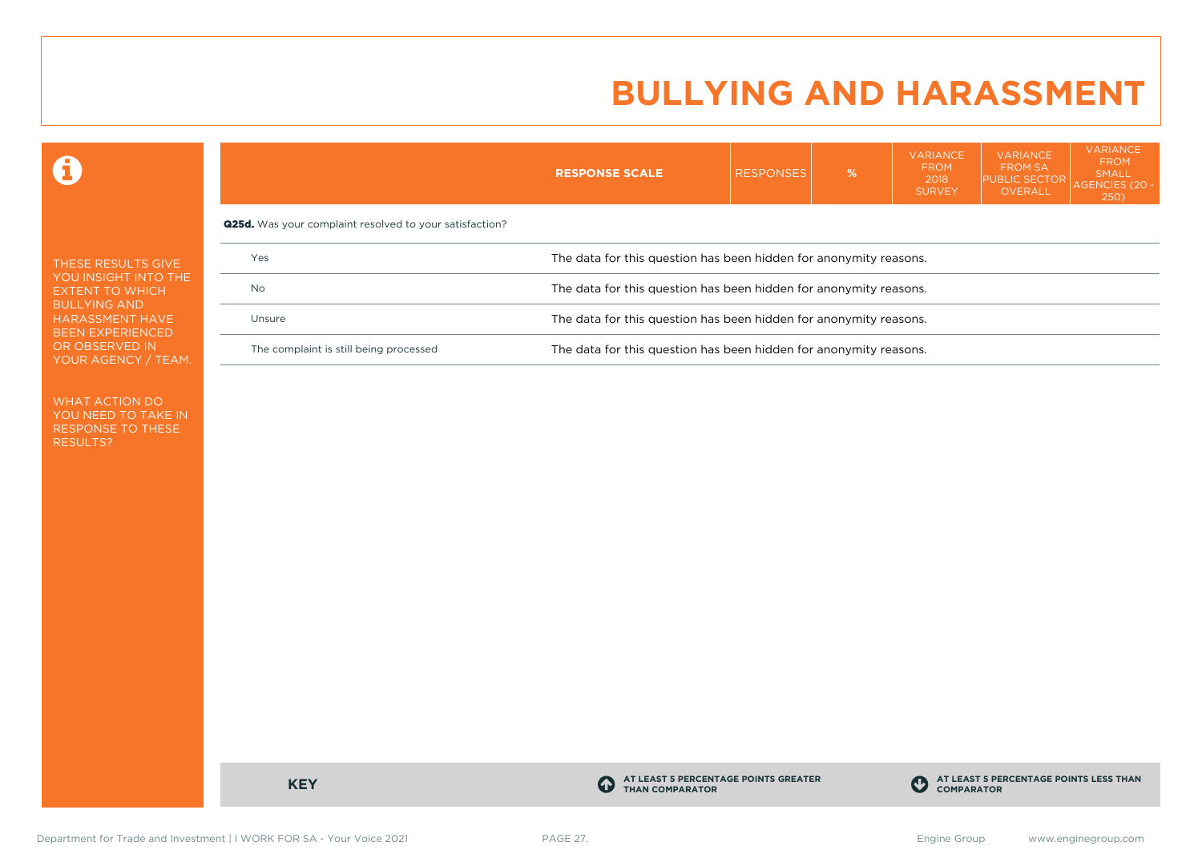# BULLYING AND HARASSMENT

THESE RESULTS GIVE YOU INSIGHT INTO THE EXTENT TO WHICH BULLYING AND HARASSMENT HAVE BEEN EXPERIENCED OR OBSERVED IN YOUR AGENCY / TEAM.

WHAT ACTION DO YOU NEED TO TAKE IN RESPONSE TO THESE RESULTS?

| | RESPONSE SCALE | RESPONSES | % | VARIANCE FROM 2018 SURVEY | VARIANCE FROM SA PUBLIC SECTOR OVERALL | VARIANCE FROM SMALL AGENCIES (20 - 250) |
|---|---|---|---|---|---|---|
| **Q25d.** Was your complaint resolved to your satisfaction? | | | | | | |
| Yes | The data for this question has been hidden for anonymity reasons. | | | | | |
| No | The data for this question has been hidden for anonymity reasons. | | | | | |
| Unsure | The data for this question has been hidden for anonymity reasons. | | | | | |
| The complaint is still being processed | The data for this question has been hidden for anonymity reasons. | | | | | |

**KEY**

**AT LEAST 5 PERCENTAGE POINTS GREATER THAN COMPARATOR**

**AT LEAST 5 PERCENTAGE POINTS LESS THAN COMPARATOR**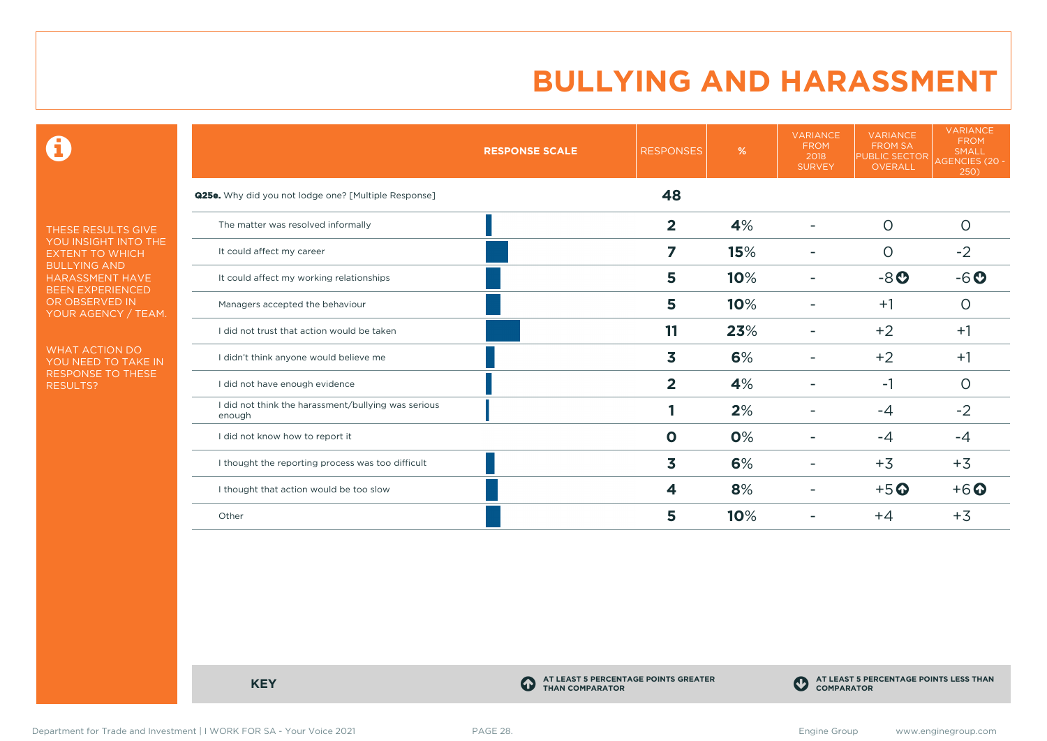# BULLYING AND HARASSMENT

THESE RESULTS GIVE YOU INSIGHT INTO THE EXTENT TO WHICH BULLYING AND HARASSMENT HAVE BEEN EXPERIENCED OR OBSERVED IN YOUR AGENCY / TEAM.

WHAT ACTION DO YOU NEED TO TAKE IN RESPONSE TO THESE RESULTS?

| | RESPONSES | % | VARIANCE FROM 2018 SURVEY | VARIANCE FROM SA PUBLIC SECTOR OVERALL | VARIANCE FROM SMALL AGENCIES (20 - 250) |
|---|---|---|---|---|---|
| **Q25e.** Why did you not lodge one? [Multiple Response] | **48** | | | | |
| The matter was resolved informally | **2** | **4%** | - | 0 | 0 |
| It could affect my career | **7** | **15%** | - | 0 | -2 |
| It could affect my working relationships | **5** | **10%** | - | -8 ⬇ | -6 ⬇ |
| Managers accepted the behaviour | **5** | **10%** | - | +1 | 0 |
| I did not trust that action would be taken | **11** | **23%** | - | +2 | +1 |
| I didn't think anyone would believe me | **3** | **6%** | - | +2 | +1 |
| I did not have enough evidence | **2** | **4%** | - | -1 | 0 |
| I did not think the harassment/bullying was serious enough | **1** | **2%** | - | -4 | -2 |
| I did not know how to report it | **0** | **0%** | - | -4 | -4 |
| I thought the reporting process was too difficult | **3** | **6%** | - | +3 | +3 |
| I thought that action would be too slow | **4** | **8%** | - | +5 ⬆ | +6 ⬆ |
| Other | **5** | **10%** | - | +4 | +3 |

**KEY**

⬆ **AT LEAST 5 PERCENTAGE POINTS GREATER THAN COMPARATOR**

⬇ **AT LEAST 5 PERCENTAGE POINTS LESS THAN COMPARATOR**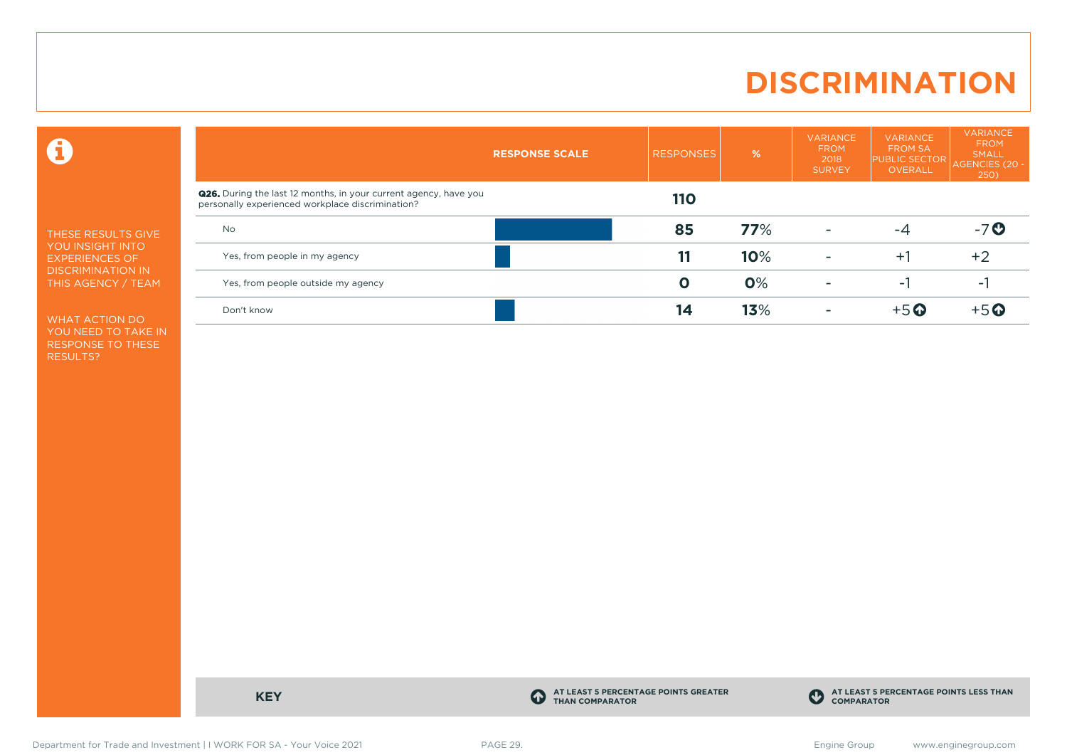# DISCRIMINATION

THESE RESULTS GIVE YOU INSIGHT INTO EXPERIENCES OF DISCRIMINATION IN THIS AGENCY / TEAM

WHAT ACTION DO YOU NEED TO TAKE IN RESPONSE TO THESE RESULTS?

| RESPONSE SCALE | RESPONSES | % | VARIANCE FROM 2018 SURVEY | VARIANCE FROM SA PUBLIC SECTOR OVERALL | VARIANCE FROM SMALL AGENCIES (20 - 250) |
|---|---|---|---|---|---|
| **Q26.** During the last 12 months, in your current agency, have you personally experienced workplace discrimination? | **110** | | | | |
| No | **85** | **77**% | - | -4 | -7 ⬇ |
| Yes, from people in my agency | **11** | **10**% | - | +1 | +2 |
| Yes, from people outside my agency | **0** | **0**% | - | -1 | -1 |
| Don't know | **14** | **13**% | - | +5 ⬆ | +5 ⬆ |

**KEY**

⬆ AT LEAST 5 PERCENTAGE POINTS GREATER THAN COMPARATOR

⬇ AT LEAST 5 PERCENTAGE POINTS LESS THAN COMPARATOR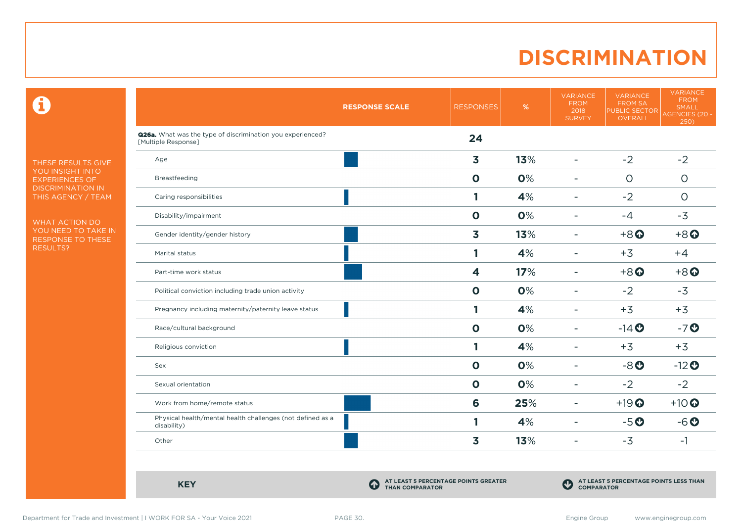# DISCRIMINATION

THESE RESULTS GIVE YOU INSIGHT INTO EXPERIENCES OF DISCRIMINATION IN THIS AGENCY / TEAM

WHAT ACTION DO YOU NEED TO TAKE IN RESPONSE TO THESE RESULTS?

| | RESPONSE SCALE | RESPONSES | % | VARIANCE FROM 2018 SURVEY | VARIANCE FROM SA PUBLIC SECTOR OVERALL | VARIANCE FROM SMALL AGENCIES (20 - 250) |
|---|---|---|---|---|---|---|
| **Q26a.** What was the type of discrimination you experienced? [Multiple Response] | | **24** | | | | |
| Age | | **3** | **13**% | - | -2 | -2 |
| Breastfeeding | | **0** | **0**% | - | 0 | 0 |
| Caring responsibilities | | **1** | **4**% | - | -2 | 0 |
| Disability/impairment | | **0** | **0**% | - | -4 | -3 |
| Gender identity/gender history | | **3** | **13**% | - | +8 ⬆ | +8 ⬆ |
| Marital status | | **1** | **4**% | - | +3 | +4 |
| Part-time work status | | **4** | **17**% | - | +8 ⬆ | +8 ⬆ |
| Political conviction including trade union activity | | **0** | **0**% | - | -2 | -3 |
| Pregnancy including maternity/paternity leave status | | **1** | **4**% | - | +3 | +3 |
| Race/cultural background | | **0** | **0**% | - | -14 ⬇ | -7 ⬇ |
| Religious conviction | | **1** | **4**% | - | +3 | +3 |
| Sex | | **0** | **0**% | - | -8 ⬇ | -12 ⬇ |
| Sexual orientation | | **0** | **0**% | - | -2 | -2 |
| Work from home/remote status | | **6** | **25**% | - | +19 ⬆ | +10 ⬆ |
| Physical health/mental health challenges (not defined as a disability) | | **1** | **4**% | - | -5 ⬇ | -6 ⬇ |
| Other | | **3** | **13**% | - | -3 | -1 |

**KEY**

⬆ **AT LEAST 5 PERCENTAGE POINTS GREATER THAN COMPARATOR**

⬇ **AT LEAST 5 PERCENTAGE POINTS LESS THAN COMPARATOR**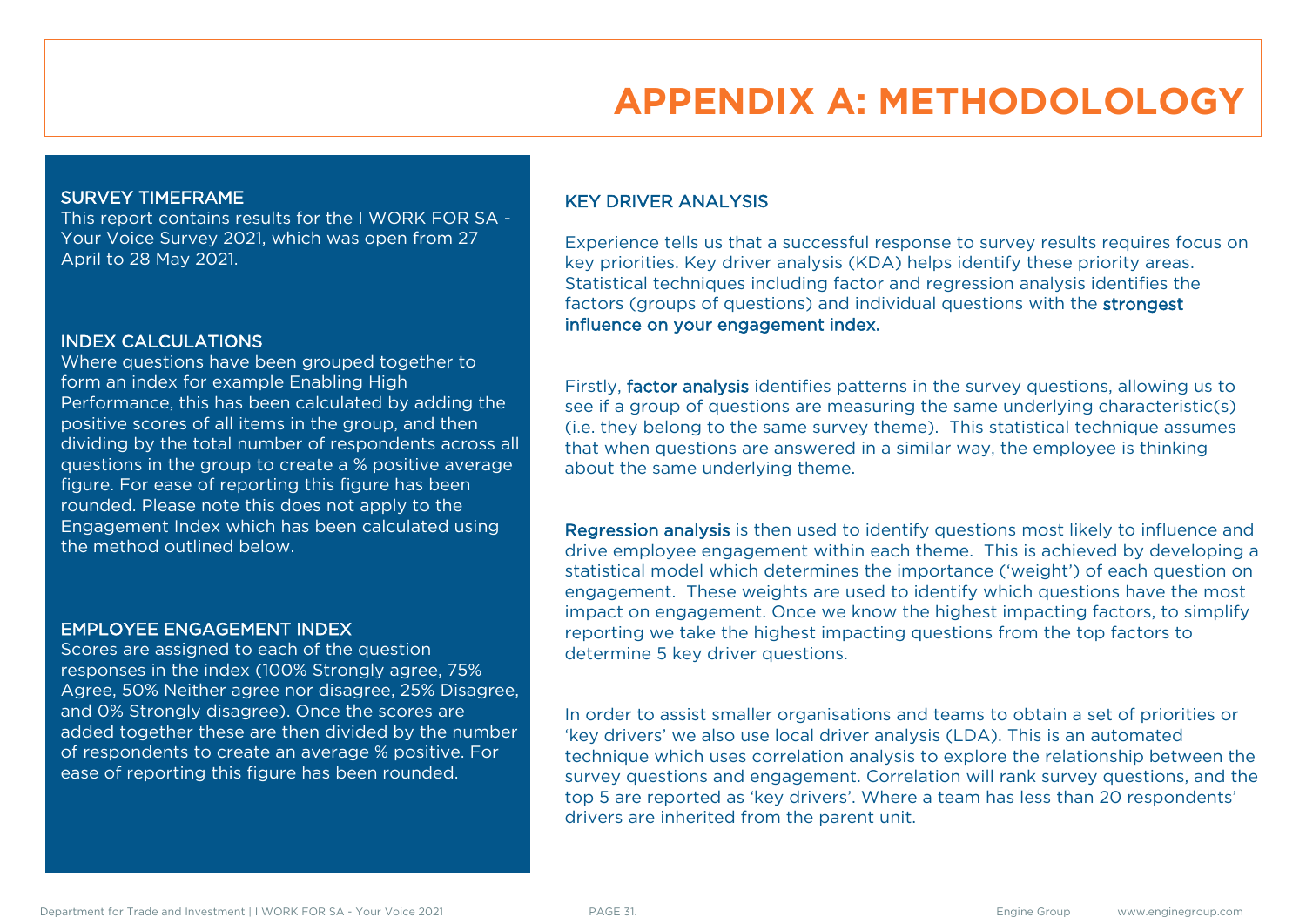# APPENDIX A: METHODOLOLOGY

## SURVEY TIMEFRAME

This report contains results for the I WORK FOR SA - Your Voice Survey 2021, which was open from 27 April to 28 May 2021.

## INDEX CALCULATIONS

Where questions have been grouped together to form an index for example Enabling High Performance, this has been calculated by adding the positive scores of all items in the group, and then dividing by the total number of respondents across all questions in the group to create a % positive average figure. For ease of reporting this figure has been rounded. Please note this does not apply to the Engagement Index which has been calculated using the method outlined below.

## EMPLOYEE ENGAGEMENT INDEX

Scores are assigned to each of the question responses in the index (100% Strongly agree, 75% Agree, 50% Neither agree nor disagree, 25% Disagree, and 0% Strongly disagree). Once the scores are added together these are then divided by the number of respondents to create an average % positive. For ease of reporting this figure has been rounded.

## KEY DRIVER ANALYSIS

Experience tells us that a successful response to survey results requires focus on key priorities. Key driver analysis (KDA) helps identify these priority areas. Statistical techniques including factor and regression analysis identifies the factors (groups of questions) and individual questions with the **strongest influence on your engagement index.**

Firstly, **factor analysis** identifies patterns in the survey questions, allowing us to see if a group of questions are measuring the same underlying characteristic(s) (i.e. they belong to the same survey theme). This statistical technique assumes that when questions are answered in a similar way, the employee is thinking about the same underlying theme.

**Regression analysis** is then used to identify questions most likely to influence and drive employee engagement within each theme. This is achieved by developing a statistical model which determines the importance ('weight') of each question on engagement. These weights are used to identify which questions have the most impact on engagement. Once we know the highest impacting factors, to simplify reporting we take the highest impacting questions from the top factors to determine 5 key driver questions.

In order to assist smaller organisations and teams to obtain a set of priorities or 'key drivers' we also use local driver analysis (LDA). This is an automated technique which uses correlation analysis to explore the relationship between the survey questions and engagement. Correlation will rank survey questions, and the top 5 are reported as 'key drivers'. Where a team has less than 20 respondents' drivers are inherited from the parent unit.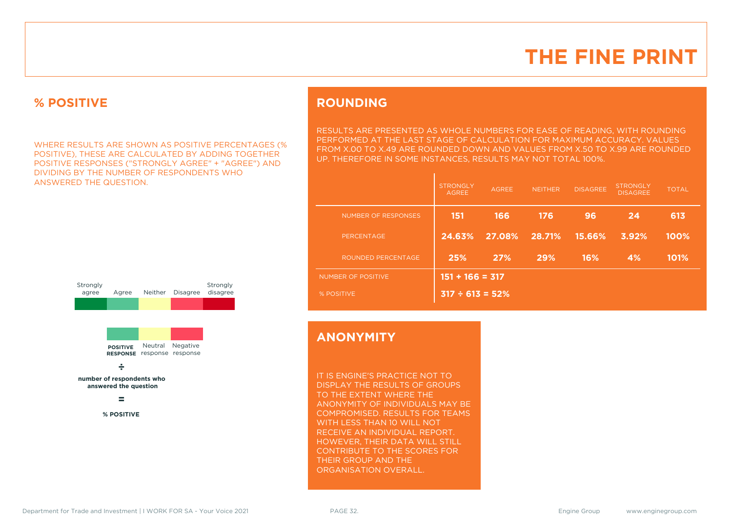# THE FINE PRINT

## % POSITIVE

WHERE RESULTS ARE SHOWN AS POSITIVE PERCENTAGES (% POSITIVE), THESE ARE CALCULATED BY ADDING TOGETHER POSITIVE RESPONSES ("STRONGLY AGREE" + "AGREE") AND DIVIDING BY THE NUMBER OF RESPONDENTS WHO ANSWERED THE QUESTION.

Strongly agree
Agree
Neither
Disagree
Strongly disagree

**POSITIVE RESPONSE**
Neutral response
Negative response

÷

**number of respondents who answered the question**

=

**% POSITIVE**

## ROUNDING

RESULTS ARE PRESENTED AS WHOLE NUMBERS FOR EASE OF READING, WITH ROUNDING PERFORMED AT THE LAST STAGE OF CALCULATION FOR MAXIMUM ACCURACY. VALUES FROM X.00 TO X.49 ARE ROUNDED DOWN AND VALUES FROM X.50 TO X.99 ARE ROUNDED UP. THEREFORE IN SOME INSTANCES, RESULTS MAY NOT TOTAL 100%.

| | STRONGLY AGREE | AGREE | NEITHER | DISAGREE | STRONGLY DISAGREE | TOTAL |
|---|---|---|---|---|---|---|
| NUMBER OF RESPONSES | **151** | **166** | **176** | **96** | **24** | **613** |
| PERCENTAGE | **24.63%** | **27.08%** | **28.71%** | **15.66%** | **3.92%** | **100%** |
| ROUNDED PERCENTAGE | **25%** | **27%** | **29%** | **16%** | **4%** | **101%** |
| NUMBER OF POSITIVE | **151 + 166 = 317** | | | | | |
| % POSITIVE | **317 ÷ 613 = 52%** | | | | | |

## ANONYMITY

IT IS ENGINE'S PRACTICE NOT TO DISPLAY THE RESULTS OF GROUPS TO THE EXTENT WHERE THE ANONYMITY OF INDIVIDUALS MAY BE COMPROMISED. RESULTS FOR TEAMS WITH LESS THAN 10 WILL NOT RECEIVE AN INDIVIDUAL REPORT. HOWEVER, THEIR DATA WILL STILL CONTRIBUTE TO THE SCORES FOR THEIR GROUP AND THE ORGANISATION OVERALL.